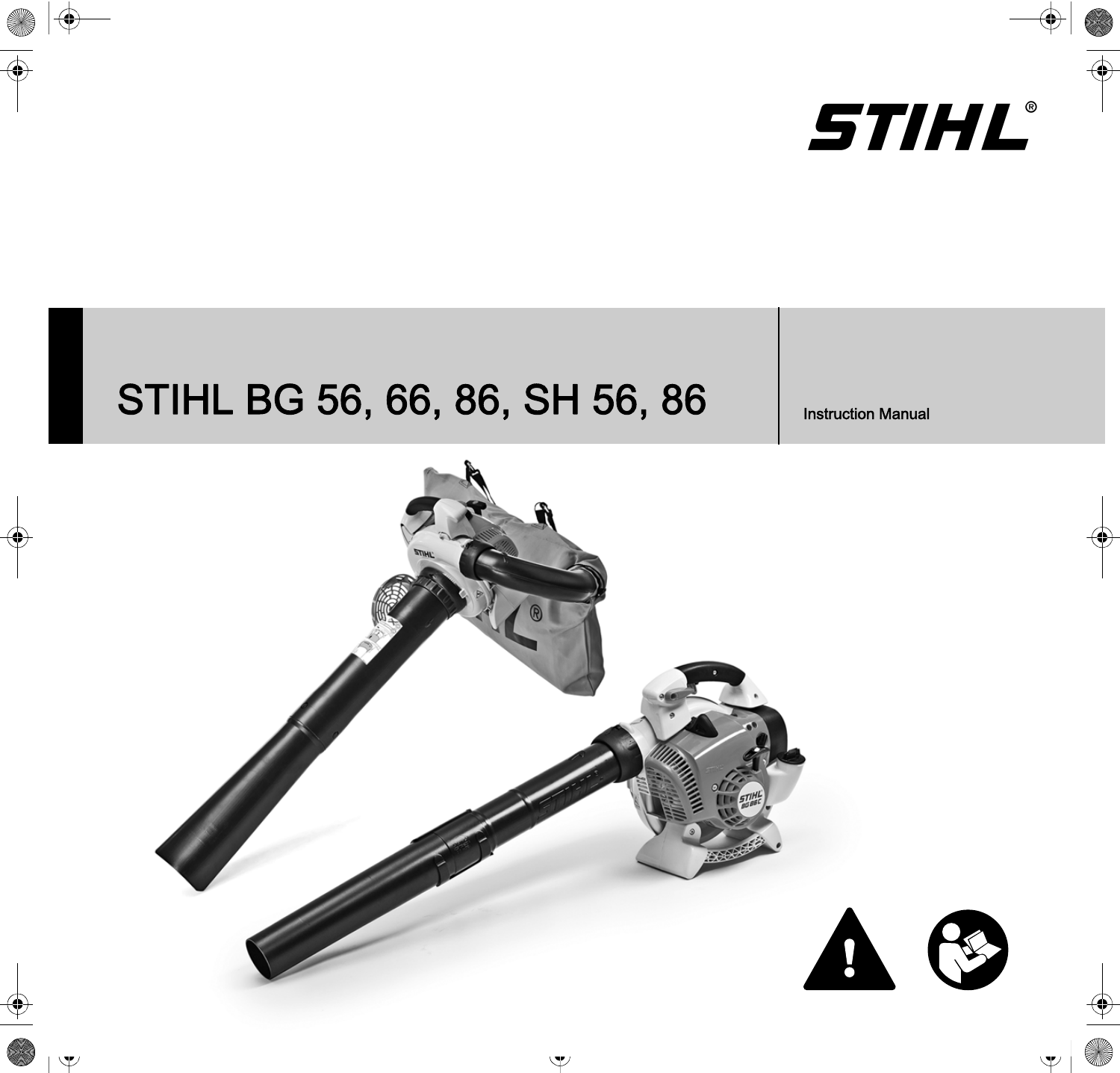STIHL®

# STIHL BG 56, 66, 86, SH 56, 86

Instruction Manual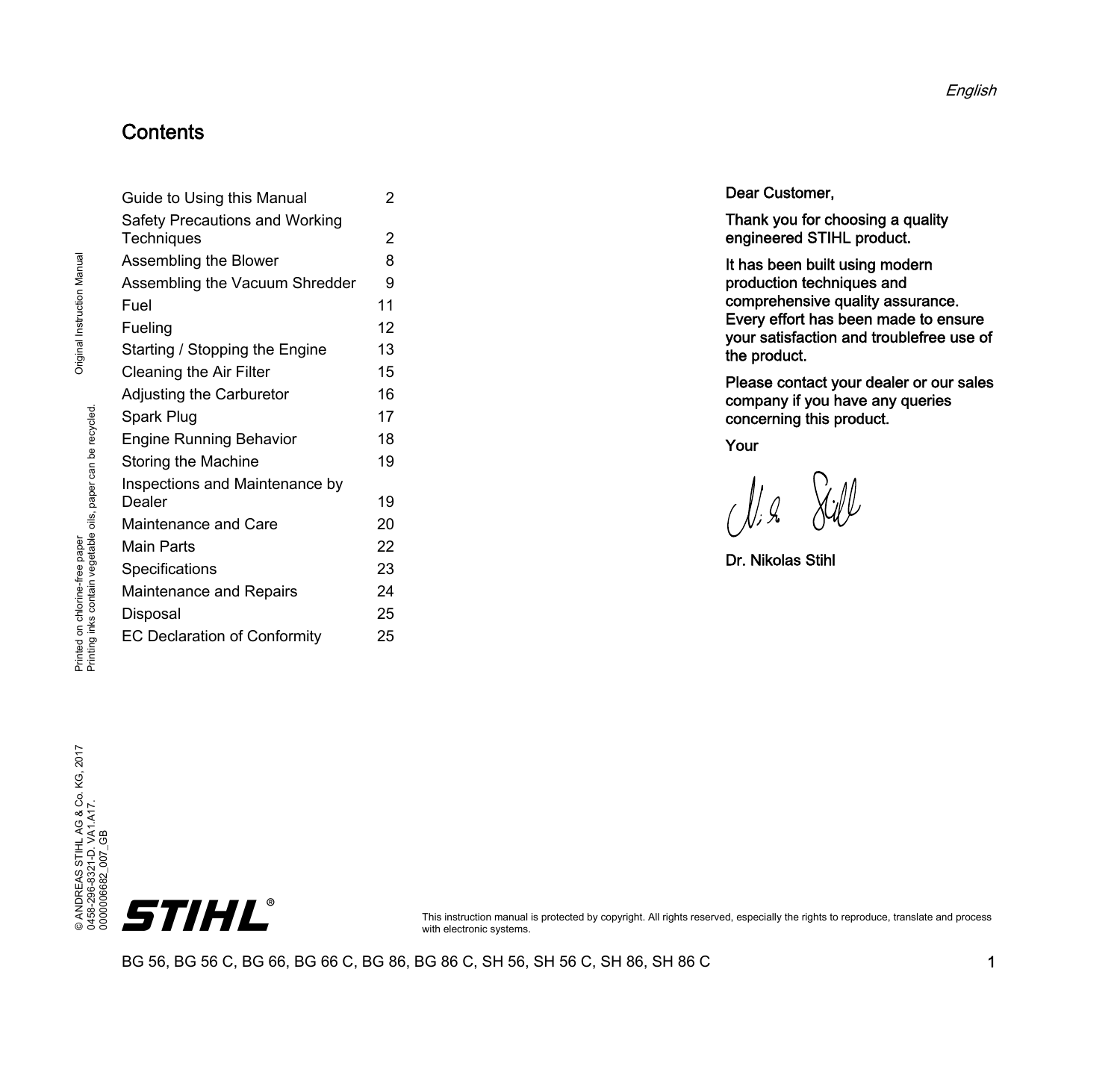# Contents

| | |
|---|---|
| Guide to Using this Manual | 2 |
| Safety Precautions and Working Techniques | 2 |
| Assembling the Blower | 8 |
| Assembling the Vacuum Shredder | 9 |
| Fuel | 11 |
| Fueling | 12 |
| Starting / Stopping the Engine | 13 |
| Cleaning the Air Filter | 15 |
| Adjusting the Carburetor | 16 |
| Spark Plug | 17 |
| Engine Running Behavior | 18 |
| Storing the Machine | 19 |
| Inspections and Maintenance by Dealer | 19 |
| Maintenance and Care | 20 |
| Main Parts | 22 |
| Specifications | 23 |
| Maintenance and Repairs | 24 |
| Disposal | 25 |
| EC Declaration of Conformity | 25 |

Original Instruction Manual

Printed on chlorine-free paper
Printing inks contain vegetable oils, paper can be recycled.

© ANDREAS STIHL AG & Co. KG, 2017
0458-296-8321-D. VA1.A17.
0000006682_007_GB

**Dear Customer,**

**Thank you for choosing a quality engineered STIHL product.**

**It has been built using modern production techniques and comprehensive quality assurance. Every effort has been made to ensure your satisfaction and troublefree use of the product.**

**Please contact your dealer or our sales company if you have any queries concerning this product.**

**Your**

**Dr. Nikolas Stihl**

STIHL®

This instruction manual is protected by copyright. All rights reserved, especially the rights to reproduce, translate and process with electronic systems.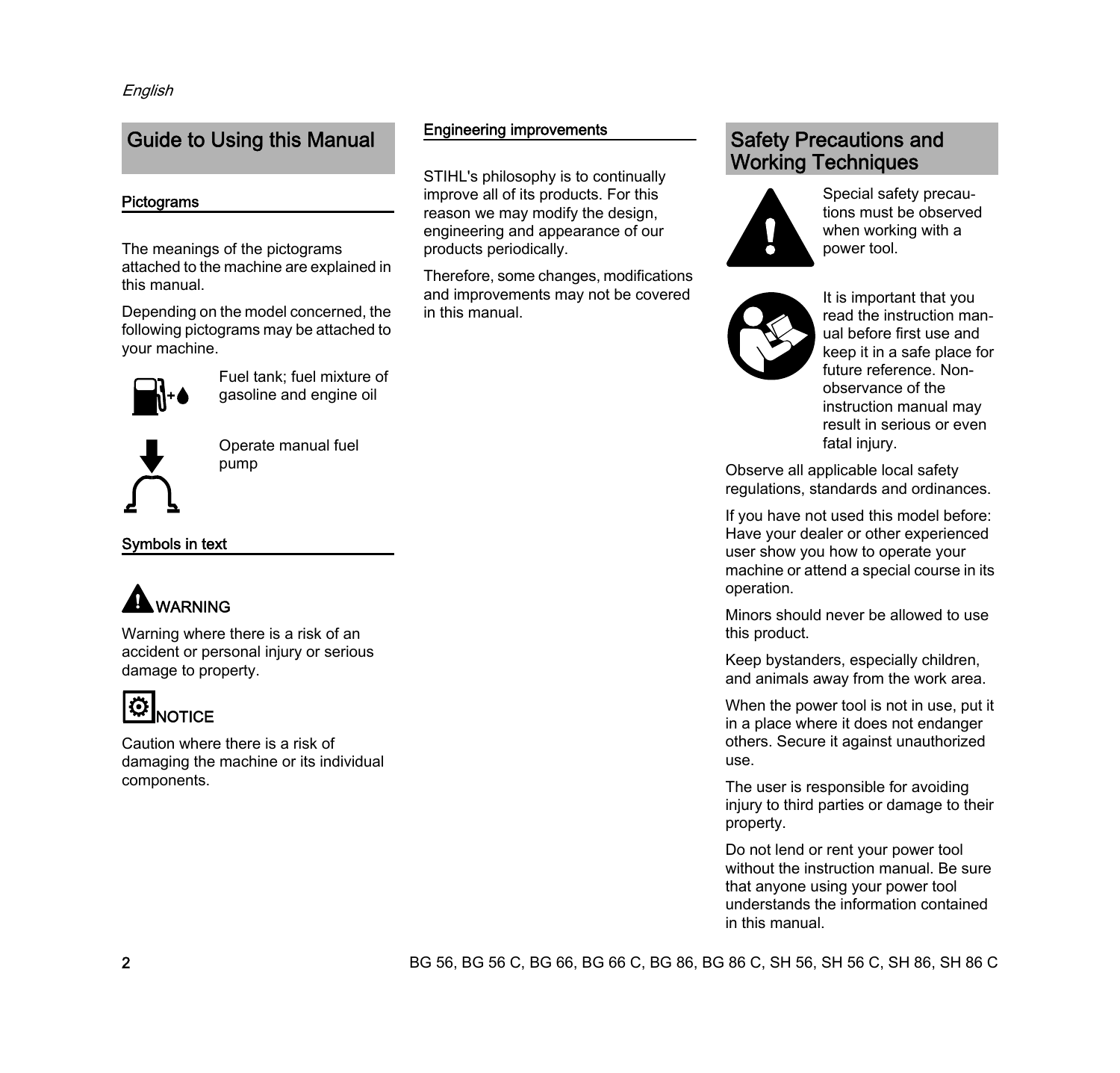## Guide to Using this Manual

### Pictograms

The meanings of the pictograms attached to the machine are explained in this manual.

Depending on the model concerned, the following pictograms may be attached to your machine.

Fuel tank; fuel mixture of gasoline and engine oil

Operate manual fuel pump

### Symbols in text

**WARNING**

Warning where there is a risk of an accident or personal injury or serious damage to property.

**NOTICE**

Caution where there is a risk of damaging the machine or its individual components.

### Engineering improvements

STIHL's philosophy is to continually improve all of its products. For this reason we may modify the design, engineering and appearance of our products periodically.

Therefore, some changes, modifications and improvements may not be covered in this manual.

## Safety Precautions and Working Techniques

Special safety precautions must be observed when working with a power tool.

It is important that you read the instruction manual before first use and keep it in a safe place for future reference. Non-observance of the instruction manual may result in serious or even fatal injury.

Observe all applicable local safety regulations, standards and ordinances.

If you have not used this model before: Have your dealer or other experienced user show you how to operate your machine or attend a special course in its operation.

Minors should never be allowed to use this product.

Keep bystanders, especially children, and animals away from the work area.

When the power tool is not in use, put it in a place where it does not endanger others. Secure it against unauthorized use.

The user is responsible for avoiding injury to third parties or damage to their property.

Do not lend or rent your power tool without the instruction manual. Be sure that anyone using your power tool understands the information contained in this manual.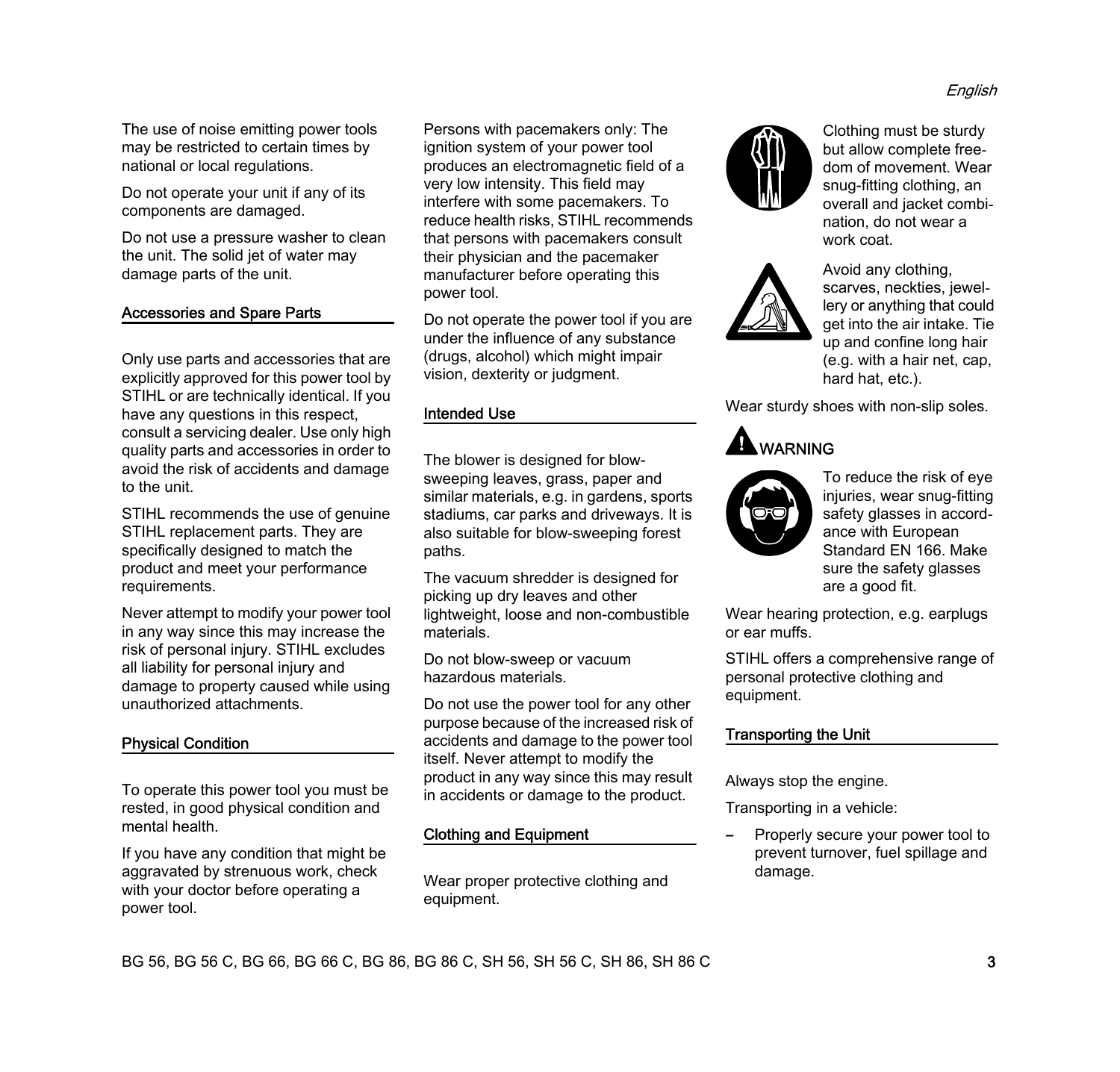The use of noise emitting power tools may be restricted to certain times by national or local regulations.

Do not operate your unit if any of its components are damaged.

Do not use a pressure washer to clean the unit. The solid jet of water may damage parts of the unit.

## Accessories and Spare Parts

Only use parts and accessories that are explicitly approved for this power tool by STIHL or are technically identical. If you have any questions in this respect, consult a servicing dealer. Use only high quality parts and accessories in order to avoid the risk of accidents and damage to the unit.

STIHL recommends the use of genuine STIHL replacement parts. They are specifically designed to match the product and meet your performance requirements.

Never attempt to modify your power tool in any way since this may increase the risk of personal injury. STIHL excludes all liability for personal injury and damage to property caused while using unauthorized attachments.

## Physical Condition

To operate this power tool you must be rested, in good physical condition and mental health.

If you have any condition that might be aggravated by strenuous work, check with your doctor before operating a power tool.

Persons with pacemakers only: The ignition system of your power tool produces an electromagnetic field of a very low intensity. This field may interfere with some pacemakers. To reduce health risks, STIHL recommends that persons with pacemakers consult their physician and the pacemaker manufacturer before operating this power tool.

Do not operate the power tool if you are under the influence of any substance (drugs, alcohol) which might impair vision, dexterity or judgment.

## Intended Use

The blower is designed for blow-sweeping leaves, grass, paper and similar materials, e.g. in gardens, sports stadiums, car parks and driveways. It is also suitable for blow-sweeping forest paths.

The vacuum shredder is designed for picking up dry leaves and other lightweight, loose and non-combustible materials.

Do not blow-sweep or vacuum hazardous materials.

Do not use the power tool for any other purpose because of the increased risk of accidents and damage to the power tool itself. Never attempt to modify the product in any way since this may result in accidents or damage to the product.

## Clothing and Equipment

Wear proper protective clothing and equipment.

Clothing must be sturdy but allow complete freedom of movement. Wear snug-fitting clothing, an overall and jacket combination, do not wear a work coat.

Avoid any clothing, scarves, neckties, jewellery or anything that could get into the air intake. Tie up and confine long hair (e.g. with a hair net, cap, hard hat, etc.).

Wear sturdy shoes with non-slip soles.

**WARNING**

To reduce the risk of eye injuries, wear snug-fitting safety glasses in accordance with European Standard EN 166. Make sure the safety glasses are a good fit.

Wear hearing protection, e.g. earplugs or ear muffs.

STIHL offers a comprehensive range of personal protective clothing and equipment.

## Transporting the Unit

Always stop the engine.

Transporting in a vehicle:

– Properly secure your power tool to prevent turnover, fuel spillage and damage.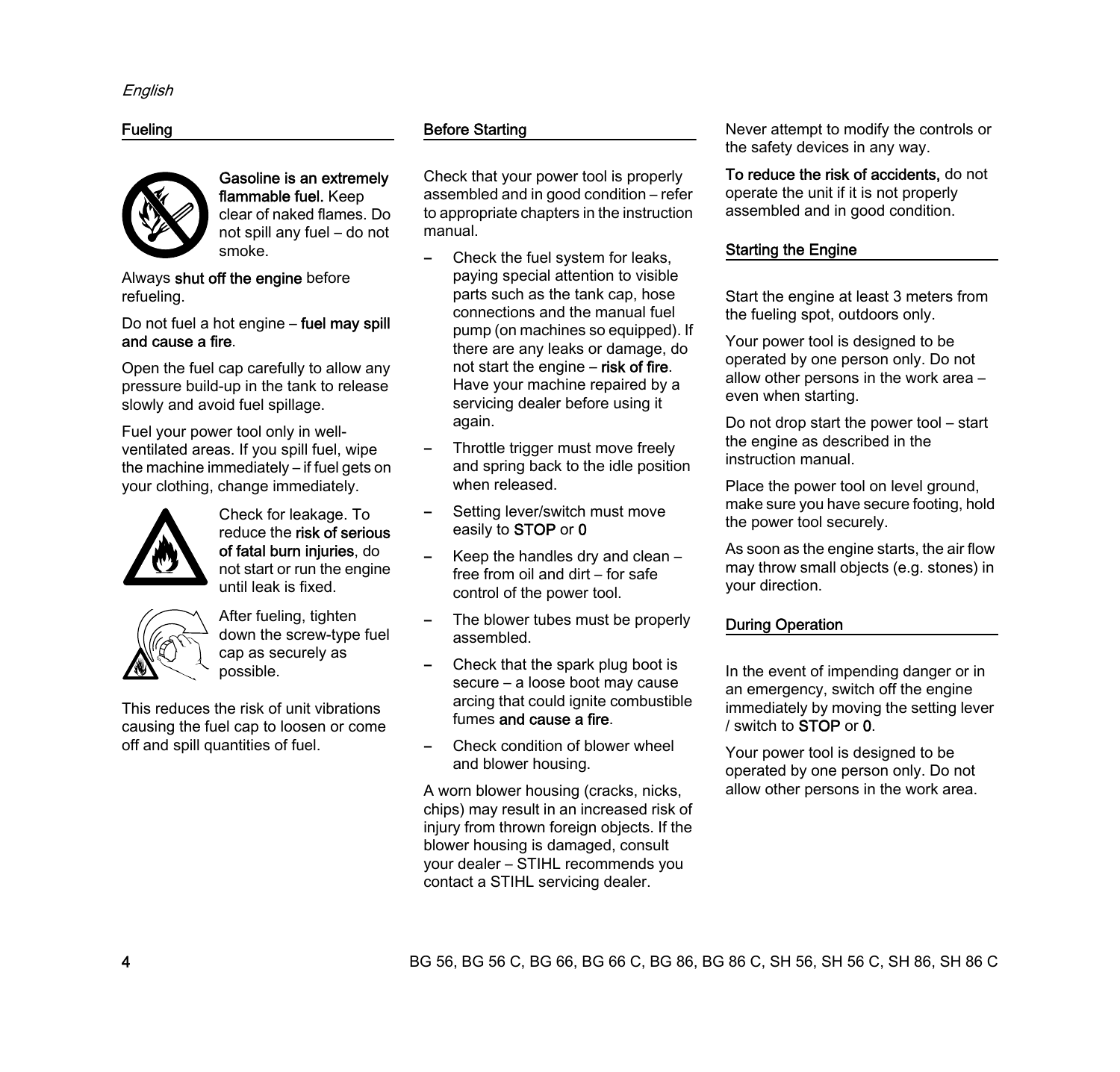## Fueling

**Gasoline is an extremely flammable fuel.** Keep clear of naked flames. Do not spill any fuel – do not smoke.

Always **shut off the engine** before refueling.

Do not fuel a hot engine – **fuel may spill and cause a fire**.

Open the fuel cap carefully to allow any pressure build-up in the tank to release slowly and avoid fuel spillage.

Fuel your power tool only in well-ventilated areas. If you spill fuel, wipe the machine immediately – if fuel gets on your clothing, change immediately.

Check for leakage. To reduce the **risk of serious of fatal burn injuries**, do not start or run the engine until leak is fixed.

After fueling, tighten down the screw-type fuel cap as securely as possible.

This reduces the risk of unit vibrations causing the fuel cap to loosen or come off and spill quantities of fuel.

## Before Starting

Check that your power tool is properly assembled and in good condition – refer to appropriate chapters in the instruction manual.

- Check the fuel system for leaks, paying special attention to visible parts such as the tank cap, hose connections and the manual fuel pump (on machines so equipped). If there are any leaks or damage, do not start the engine – **risk of fire**. Have your machine repaired by a servicing dealer before using it again.
- Throttle trigger must move freely and spring back to the idle position when released.
- Setting lever/switch must move easily to **STOP** or **0**
- Keep the handles dry and clean – free from oil and dirt – for safe control of the power tool.
- The blower tubes must be properly assembled.
- Check that the spark plug boot is secure – a loose boot may cause arcing that could ignite combustible fumes **and cause a fire**.
- Check condition of blower wheel and blower housing.

A worn blower housing (cracks, nicks, chips) may result in an increased risk of injury from thrown foreign objects. If the blower housing is damaged, consult your dealer – STIHL recommends you contact a STIHL servicing dealer.

Never attempt to modify the controls or the safety devices in any way.

**To reduce the risk of accidents,** do not operate the unit if it is not properly assembled and in good condition.

## Starting the Engine

Start the engine at least 3 meters from the fueling spot, outdoors only.

Your power tool is designed to be operated by one person only. Do not allow other persons in the work area – even when starting.

Do not drop start the power tool – start the engine as described in the instruction manual.

Place the power tool on level ground, make sure you have secure footing, hold the power tool securely.

As soon as the engine starts, the air flow may throw small objects (e.g. stones) in your direction.

## During Operation

In the event of impending danger or in an emergency, switch off the engine immediately by moving the setting lever / switch to **STOP** or **0**.

Your power tool is designed to be operated by one person only. Do not allow other persons in the work area.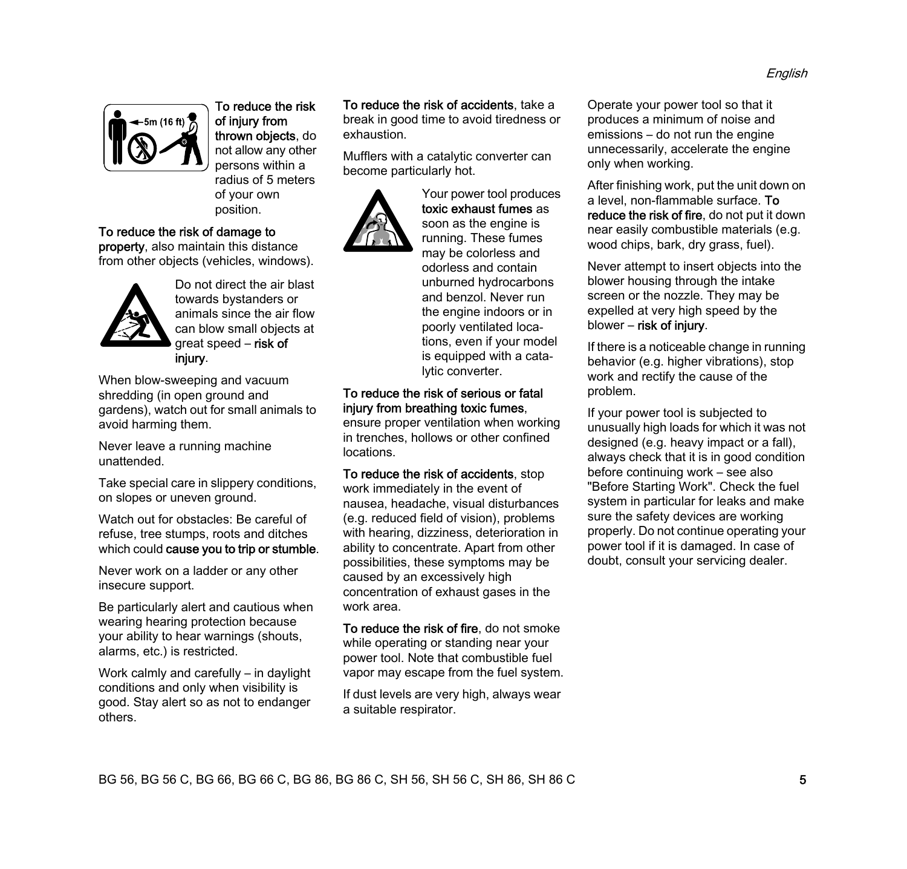To reduce the risk of injury from thrown objects, do not allow any other persons within a radius of 5 meters of your own position.

To reduce the risk of damage to property, also maintain this distance from other objects (vehicles, windows).

Do not direct the air blast towards bystanders or animals since the air flow can blow small objects at great speed – risk of injury.

When blow-sweeping and vacuum shredding (in open ground and gardens), watch out for small animals to avoid harming them.

Never leave a running machine unattended.

Take special care in slippery conditions, on slopes or uneven ground.

Watch out for obstacles: Be careful of refuse, tree stumps, roots and ditches which could cause you to trip or stumble.

Never work on a ladder or any other insecure support.

Be particularly alert and cautious when wearing hearing protection because your ability to hear warnings (shouts, alarms, etc.) is restricted.

Work calmly and carefully – in daylight conditions and only when visibility is good. Stay alert so as not to endanger others.

To reduce the risk of accidents, take a break in good time to avoid tiredness or exhaustion.

Mufflers with a catalytic converter can become particularly hot.

Your power tool produces toxic exhaust fumes as soon as the engine is running. These fumes may be colorless and odorless and contain unburned hydrocarbons and benzol. Never run the engine indoors or in poorly ventilated locations, even if your model is equipped with a catalytic converter.

To reduce the risk of serious or fatal injury from breathing toxic fumes, ensure proper ventilation when working in trenches, hollows or other confined locations.

To reduce the risk of accidents, stop work immediately in the event of nausea, headache, visual disturbances (e.g. reduced field of vision), problems with hearing, dizziness, deterioration in ability to concentrate. Apart from other possibilities, these symptoms may be caused by an excessively high concentration of exhaust gases in the work area.

To reduce the risk of fire, do not smoke while operating or standing near your power tool. Note that combustible fuel vapor may escape from the fuel system.

If dust levels are very high, always wear a suitable respirator.

Operate your power tool so that it produces a minimum of noise and emissions – do not run the engine unnecessarily, accelerate the engine only when working.

After finishing work, put the unit down on a level, non-flammable surface. To reduce the risk of fire, do not put it down near easily combustible materials (e.g. wood chips, bark, dry grass, fuel).

Never attempt to insert objects into the blower housing through the intake screen or the nozzle. They may be expelled at very high speed by the blower – risk of injury.

If there is a noticeable change in running behavior (e.g. higher vibrations), stop work and rectify the cause of the problem.

If your power tool is subjected to unusually high loads for which it was not designed (e.g. heavy impact or a fall), always check that it is in good condition before continuing work – see also "Before Starting Work". Check the fuel system in particular for leaks and make sure the safety devices are working properly. Do not continue operating your power tool if it is damaged. In case of doubt, consult your servicing dealer.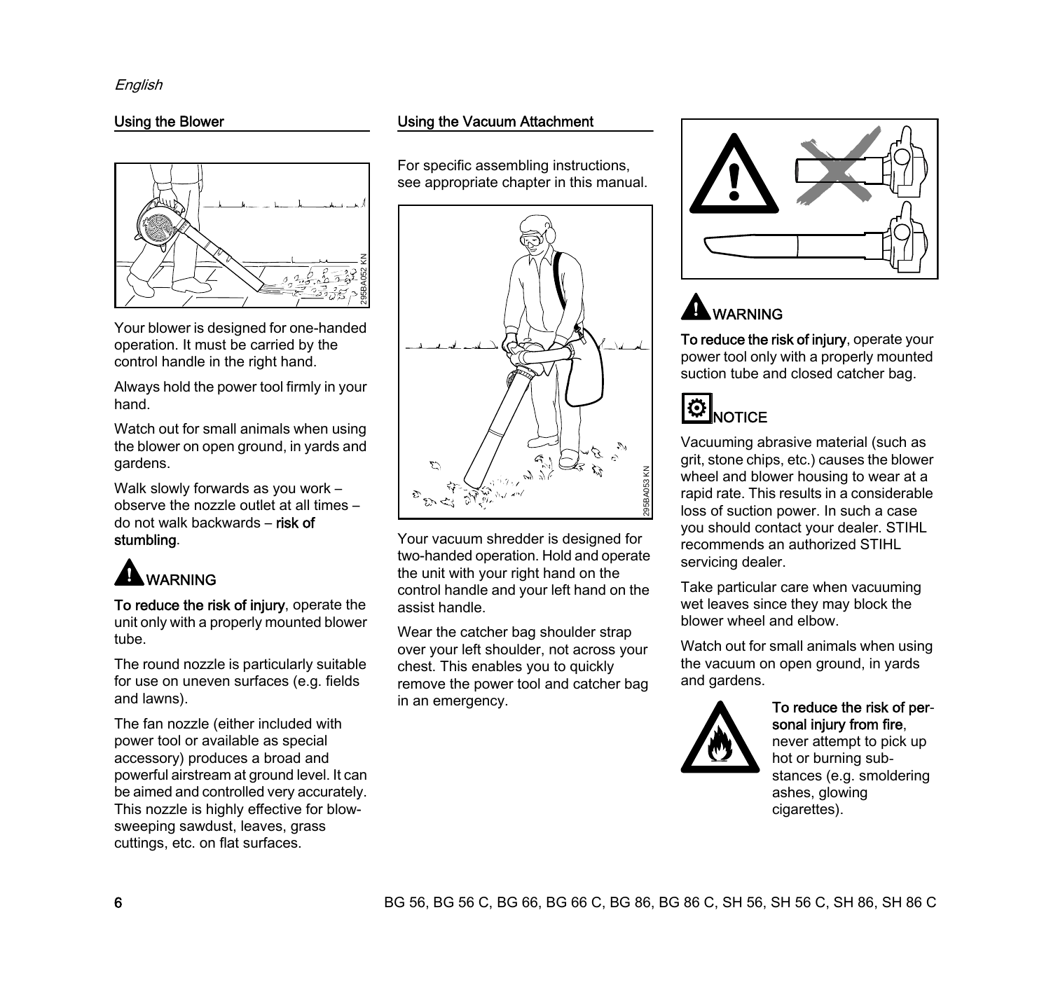## Using the Blower

Your blower is designed for one-handed operation. It must be carried by the control handle in the right hand.

Always hold the power tool firmly in your hand.

Watch out for small animals when using the blower on open ground, in yards and gardens.

Walk slowly forwards as you work – observe the nozzle outlet at all times – do not walk backwards – **risk of stumbling**.

**WARNING**

**To reduce the risk of injury**, operate the unit only with a properly mounted blower tube.

The round nozzle is particularly suitable for use on uneven surfaces (e.g. fields and lawns).

The fan nozzle (either included with power tool or available as special accessory) produces a broad and powerful airstream at ground level. It can be aimed and controlled very accurately. This nozzle is highly effective for blow-sweeping sawdust, leaves, grass cuttings, etc. on flat surfaces.

## Using the Vacuum Attachment

For specific assembling instructions, see appropriate chapter in this manual.

Your vacuum shredder is designed for two-handed operation. Hold and operate the unit with your right hand on the control handle and your left hand on the assist handle.

Wear the catcher bag shoulder strap over your left shoulder, not across your chest. This enables you to quickly remove the power tool and catcher bag in an emergency.

**WARNING**

**To reduce the risk of injury**, operate your power tool only with a properly mounted suction tube and closed catcher bag.

**NOTICE**

Vacuuming abrasive material (such as grit, stone chips, etc.) causes the blower wheel and blower housing to wear at a rapid rate. This results in a considerable loss of suction power. In such a case you should contact your dealer. STIHL recommends an authorized STIHL servicing dealer.

Take particular care when vacuuming wet leaves since they may block the blower wheel and elbow.

Watch out for small animals when using the vacuum on open ground, in yards and gardens.

**To reduce the risk of personal injury from fire**, never attempt to pick up hot or burning substances (e.g. smoldering ashes, glowing cigarettes).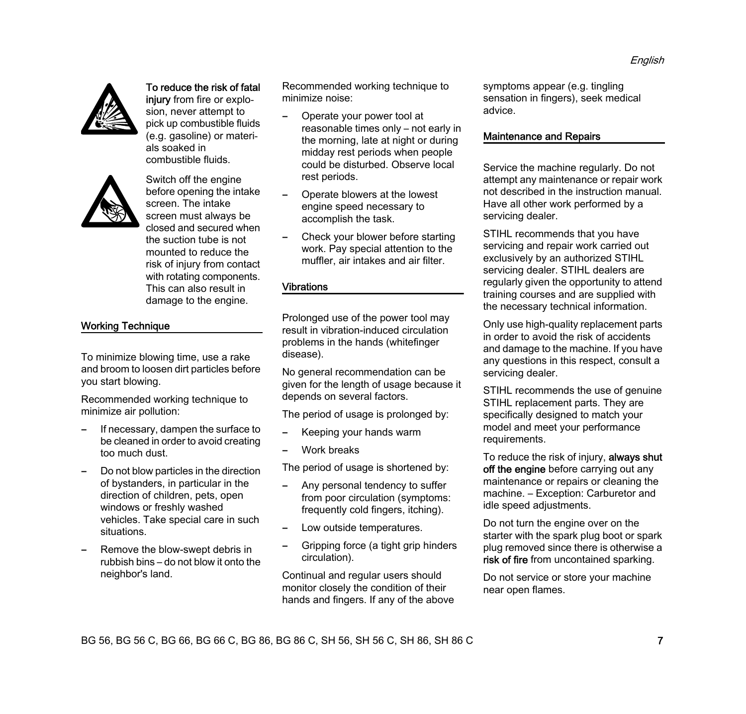**To reduce the risk of fatal injury** from fire or explosion, never attempt to pick up combustible fluids (e.g. gasoline) or materials soaked in combustible fluids.

Switch off the engine before opening the intake screen. The intake screen must always be closed and secured when the suction tube is not mounted to reduce the risk of injury from contact with rotating components. This can also result in damage to the engine.

## Working Technique

To minimize blowing time, use a rake and broom to loosen dirt particles before you start blowing.

Recommended working technique to minimize air pollution:

- If necessary, dampen the surface to be cleaned in order to avoid creating too much dust.
- Do not blow particles in the direction of bystanders, in particular in the direction of children, pets, open windows or freshly washed vehicles. Take special care in such situations.
- Remove the blow-swept debris in rubbish bins – do not blow it onto the neighbor's land.

Recommended working technique to minimize noise:

- Operate your power tool at reasonable times only – not early in the morning, late at night or during midday rest periods when people could be disturbed. Observe local rest periods.
- Operate blowers at the lowest engine speed necessary to accomplish the task.
- Check your blower before starting work. Pay special attention to the muffler, air intakes and air filter.

## Vibrations

Prolonged use of the power tool may result in vibration-induced circulation problems in the hands (whitefinger disease).

No general recommendation can be given for the length of usage because it depends on several factors.

The period of usage is prolonged by:

- Keeping your hands warm
- Work breaks

The period of usage is shortened by:

- Any personal tendency to suffer from poor circulation (symptoms: frequently cold fingers, itching).
- Low outside temperatures.
- Gripping force (a tight grip hinders circulation).

Continual and regular users should monitor closely the condition of their hands and fingers. If any of the above symptoms appear (e.g. tingling sensation in fingers), seek medical advice.

## Maintenance and Repairs

Service the machine regularly. Do not attempt any maintenance or repair work not described in the instruction manual. Have all other work performed by a servicing dealer.

STIHL recommends that you have servicing and repair work carried out exclusively by an authorized STIHL servicing dealer. STIHL dealers are regularly given the opportunity to attend training courses and are supplied with the necessary technical information.

Only use high-quality replacement parts in order to avoid the risk of accidents and damage to the machine. If you have any questions in this respect, consult a servicing dealer.

STIHL recommends the use of genuine STIHL replacement parts. They are specifically designed to match your model and meet your performance requirements.

To reduce the risk of injury, **always shut off the engine** before carrying out any maintenance or repairs or cleaning the machine. – Exception: Carburetor and idle speed adjustments.

Do not turn the engine over on the starter with the spark plug boot or spark plug removed since there is otherwise a **risk of fire** from uncontained sparking.

Do not service or store your machine near open flames.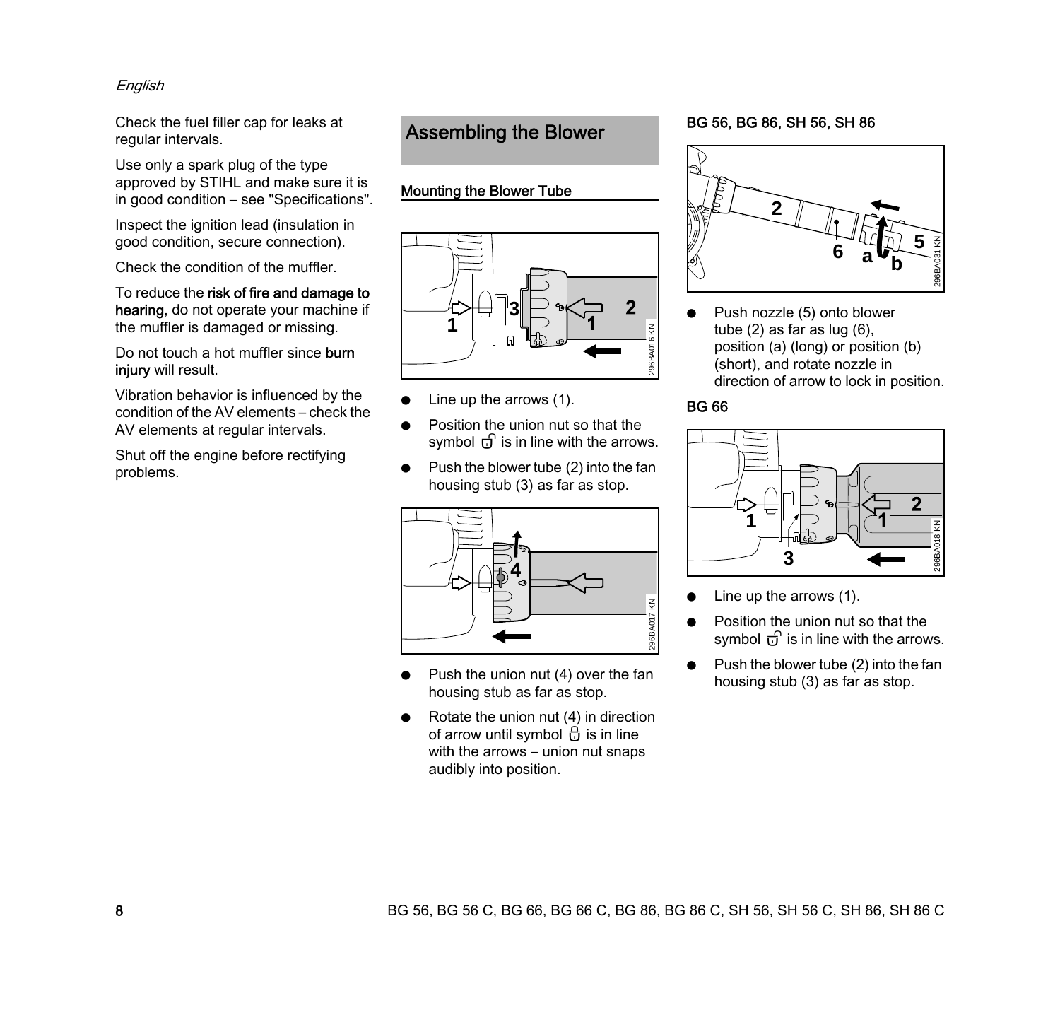Check the fuel filler cap for leaks at regular intervals.

Use only a spark plug of the type approved by STIHL and make sure it is in good condition – see "Specifications".

Inspect the ignition lead (insulation in good condition, secure connection).

Check the condition of the muffler.

To reduce the **risk of fire and damage to hearing**, do not operate your machine if the muffler is damaged or missing.

Do not touch a hot muffler since **burn injury** will result.

Vibration behavior is influenced by the condition of the AV elements – check the AV elements at regular intervals.

Shut off the engine before rectifying problems.

## Assembling the Blower

### Mounting the Blower Tube

- Line up the arrows (1).
- Position the union nut so that the symbol 🔓 is in line with the arrows.
- Push the blower tube (2) into the fan housing stub (3) as far as stop.

- Push the union nut (4) over the fan housing stub as far as stop.
- Rotate the union nut (4) in direction of arrow until symbol 🔒 is in line with the arrows – union nut snaps audibly into position.

#### BG 56, BG 86, SH 56, SH 86

- Push nozzle (5) onto blower tube (2) as far as lug (6), position (a) (long) or position (b) (short), and rotate nozzle in direction of arrow to lock in position.

#### BG 66

- Line up the arrows (1).
- Position the union nut so that the symbol 🔓 is in line with the arrows.
- Push the blower tube (2) into the fan housing stub (3) as far as stop.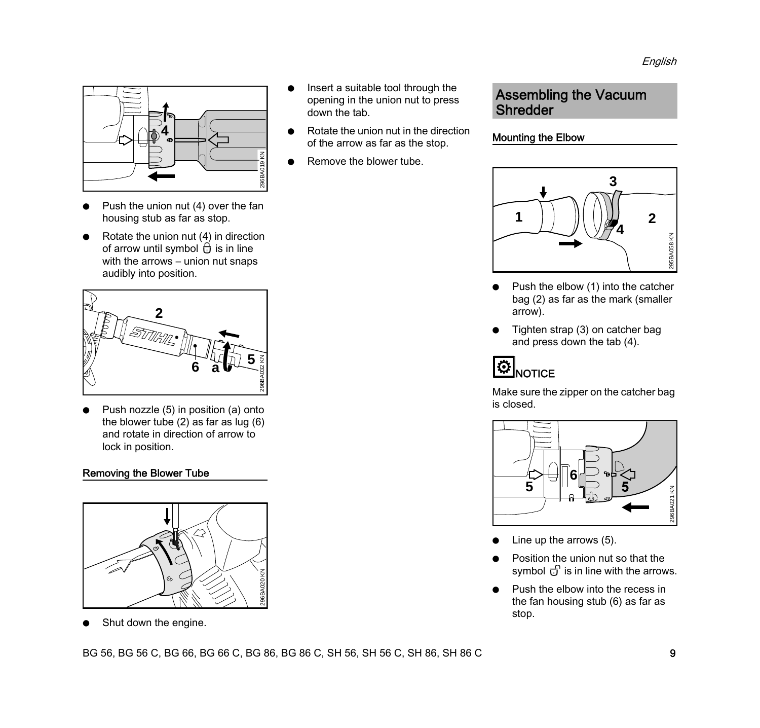- Push the union nut (4) over the fan housing stub as far as stop.
- Rotate the union nut (4) in direction of arrow until symbol 🔒 is in line with the arrows – union nut snaps audibly into position.

- Push nozzle (5) in position (a) onto the blower tube (2) as far as lug (6) and rotate in direction of arrow to lock in position.

### Removing the Blower Tube

- Shut down the engine.
- Insert a suitable tool through the opening in the union nut to press down the tab.
- Rotate the union nut in the direction of the arrow as far as the stop.
- Remove the blower tube.

## Assembling the Vacuum Shredder

### Mounting the Elbow

- Push the elbow (1) into the catcher bag (2) as far as the mark (smaller arrow).
- Tighten strap (3) on catcher bag and press down the tab (4).

**NOTICE**

Make sure the zipper on the catcher bag is closed.

- Line up the arrows (5).
- Position the union nut so that the symbol 🔓 is in line with the arrows.
- Push the elbow into the recess in the fan housing stub (6) as far as stop.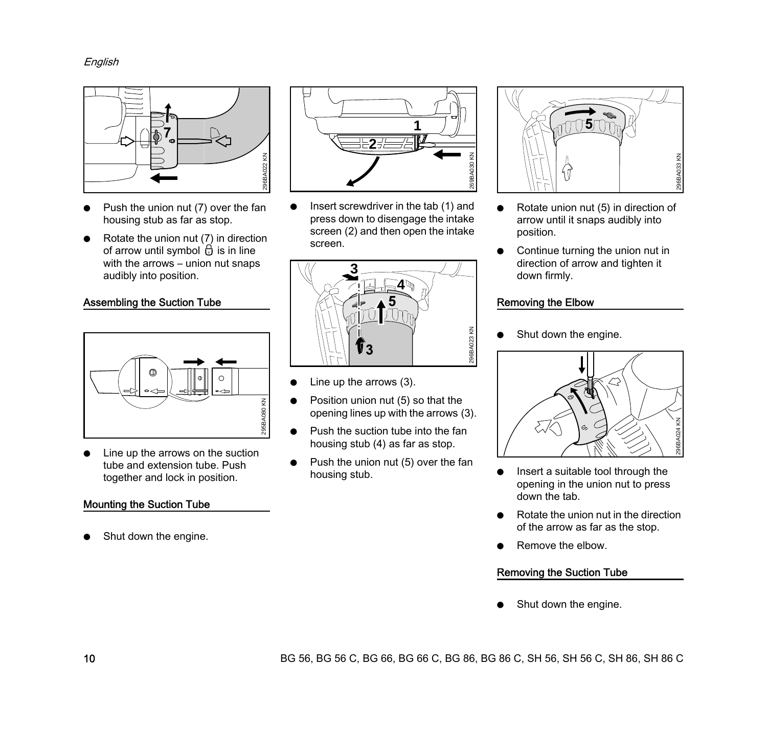- Push the union nut (7) over the fan housing stub as far as stop.
- Rotate the union nut (7) in direction of arrow until symbol 🔓 is in line with the arrows – union nut snaps audibly into position.

## Assembling the Suction Tube

- Line up the arrows on the suction tube and extension tube. Push together and lock in position.

## Mounting the Suction Tube

- Shut down the engine.
- Insert screwdriver in the tab (1) and press down to disengage the intake screen (2) and then open the intake screen.
- Line up the arrows (3).
- Position union nut (5) so that the opening lines up with the arrows (3).
- Push the suction tube into the fan housing stub (4) as far as stop.
- Push the union nut (5) over the fan housing stub.
- Rotate union nut (5) in direction of arrow until it snaps audibly into position.
- Continue turning the union nut in direction of arrow and tighten it down firmly.

## Removing the Elbow

- Shut down the engine.
- Insert a suitable tool through the opening in the union nut to press down the tab.
- Rotate the union nut in the direction of the arrow as far as the stop.
- Remove the elbow.

## Removing the Suction Tube

- Shut down the engine.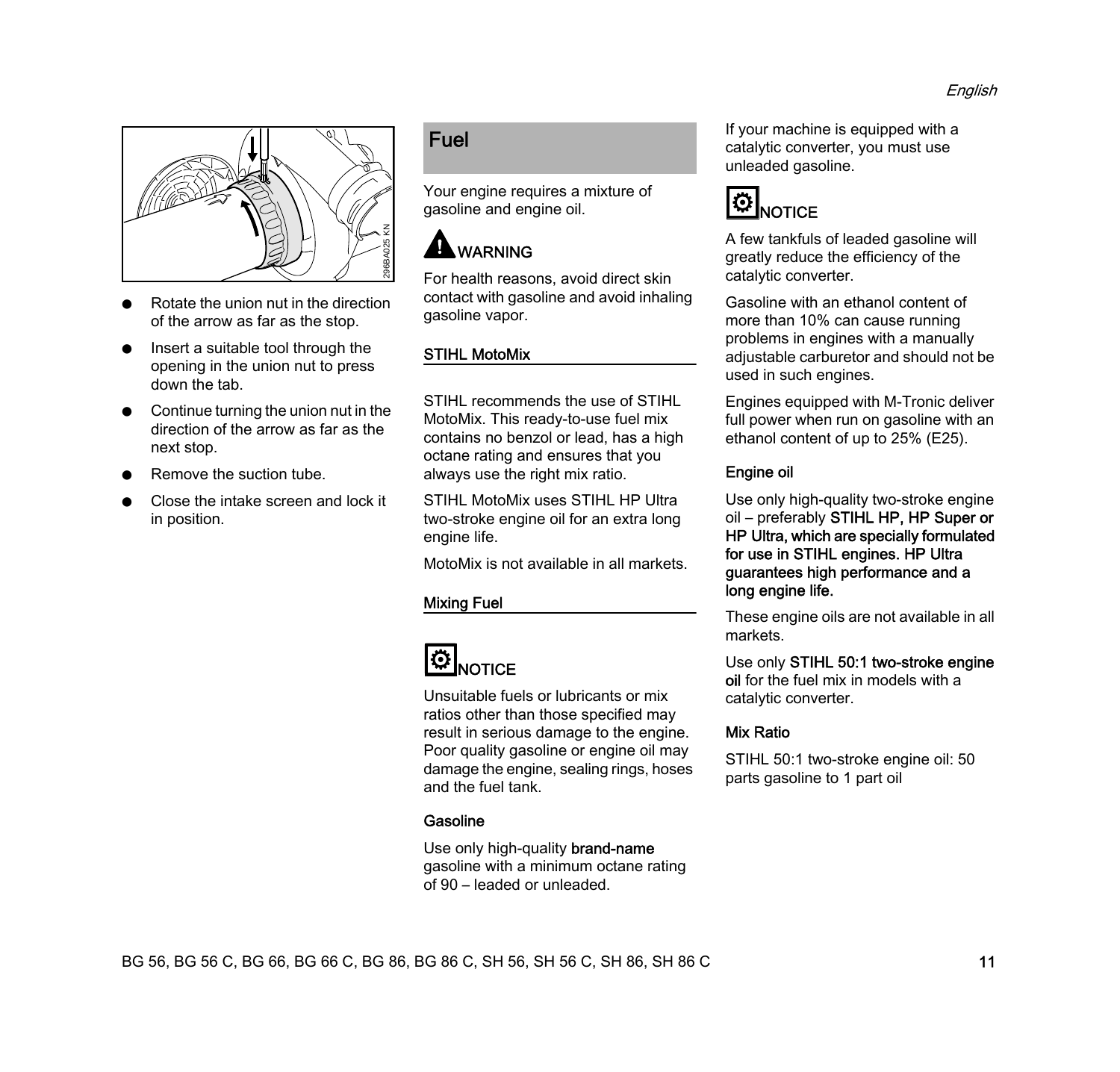- Rotate the union nut in the direction of the arrow as far as the stop.
- Insert a suitable tool through the opening in the union nut to press down the tab.
- Continue turning the union nut in the direction of the arrow as far as the next stop.
- Remove the suction tube.
- Close the intake screen and lock it in position.

## Fuel

Your engine requires a mixture of gasoline and engine oil.

**WARNING**

For health reasons, avoid direct skin contact with gasoline and avoid inhaling gasoline vapor.

### STIHL MotoMix

STIHL recommends the use of STIHL MotoMix. This ready-to-use fuel mix contains no benzol or lead, has a high octane rating and ensures that you always use the right mix ratio.

STIHL MotoMix uses STIHL HP Ultra two-stroke engine oil for an extra long engine life.

MotoMix is not available in all markets.

### Mixing Fuel

**NOTICE**

Unsuitable fuels or lubricants or mix ratios other than those specified may result in serious damage to the engine. Poor quality gasoline or engine oil may damage the engine, sealing rings, hoses and the fuel tank.

#### Gasoline

Use only high-quality **brand-name** gasoline with a minimum octane rating of 90 – leaded or unleaded.

If your machine is equipped with a catalytic converter, you must use unleaded gasoline.

**NOTICE**

A few tankfuls of leaded gasoline will greatly reduce the efficiency of the catalytic converter.

Gasoline with an ethanol content of more than 10% can cause running problems in engines with a manually adjustable carburetor and should not be used in such engines.

Engines equipped with M-Tronic deliver full power when run on gasoline with an ethanol content of up to 25% (E25).

#### Engine oil

Use only high-quality two-stroke engine oil – preferably **STIHL HP, HP Super or HP Ultra, which are specially formulated for use in STIHL engines. HP Ultra guarantees high performance and a long engine life.**

These engine oils are not available in all markets.

Use only **STIHL 50:1 two-stroke engine oil** for the fuel mix in models with a catalytic converter.

#### Mix Ratio

STIHL 50:1 two-stroke engine oil: 50 parts gasoline to 1 part oil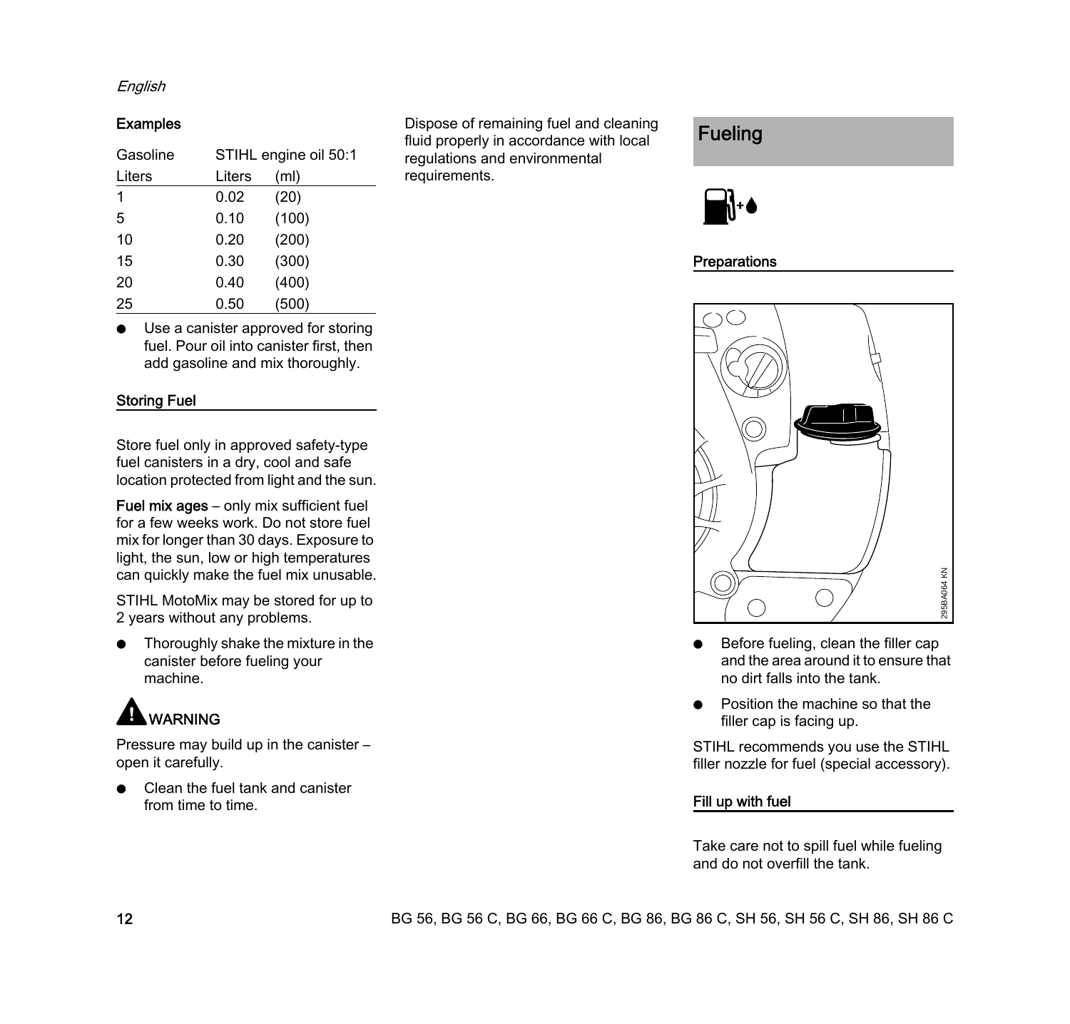#### Examples

| Gasoline | STIHL engine oil 50:1 | |
|---|---|---|
| Liters | Liters | (ml) |
| 1 | 0.02 | (20) |
| 5 | 0.10 | (100) |
| 10 | 0.20 | (200) |
| 15 | 0.30 | (300) |
| 20 | 0.40 | (400) |
| 25 | 0.50 | (500) |

- Use a canister approved for storing fuel. Pour oil into canister first, then add gasoline and mix thoroughly.

#### Storing Fuel

Store fuel only in approved safety-type fuel canisters in a dry, cool and safe location protected from light and the sun.

**Fuel mix ages** – only mix sufficient fuel for a few weeks work. Do not store fuel mix for longer than 30 days. Exposure to light, the sun, low or high temperatures can quickly make the fuel mix unusable.

STIHL MotoMix may be stored for up to 2 years without any problems.

- Thoroughly shake the mixture in the canister before fueling your machine.

**WARNING**

Pressure may build up in the canister – open it carefully.

- Clean the fuel tank and canister from time to time.

Dispose of remaining fuel and cleaning fluid properly in accordance with local regulations and environmental requirements.

## Fueling

#### Preparations

295BA064 KN

- Before fueling, clean the filler cap and the area around it to ensure that no dirt falls into the tank.
- Position the machine so that the filler cap is facing up.

STIHL recommends you use the STIHL filler nozzle for fuel (special accessory).

#### Fill up with fuel

Take care not to spill fuel while fueling and do not overfill the tank.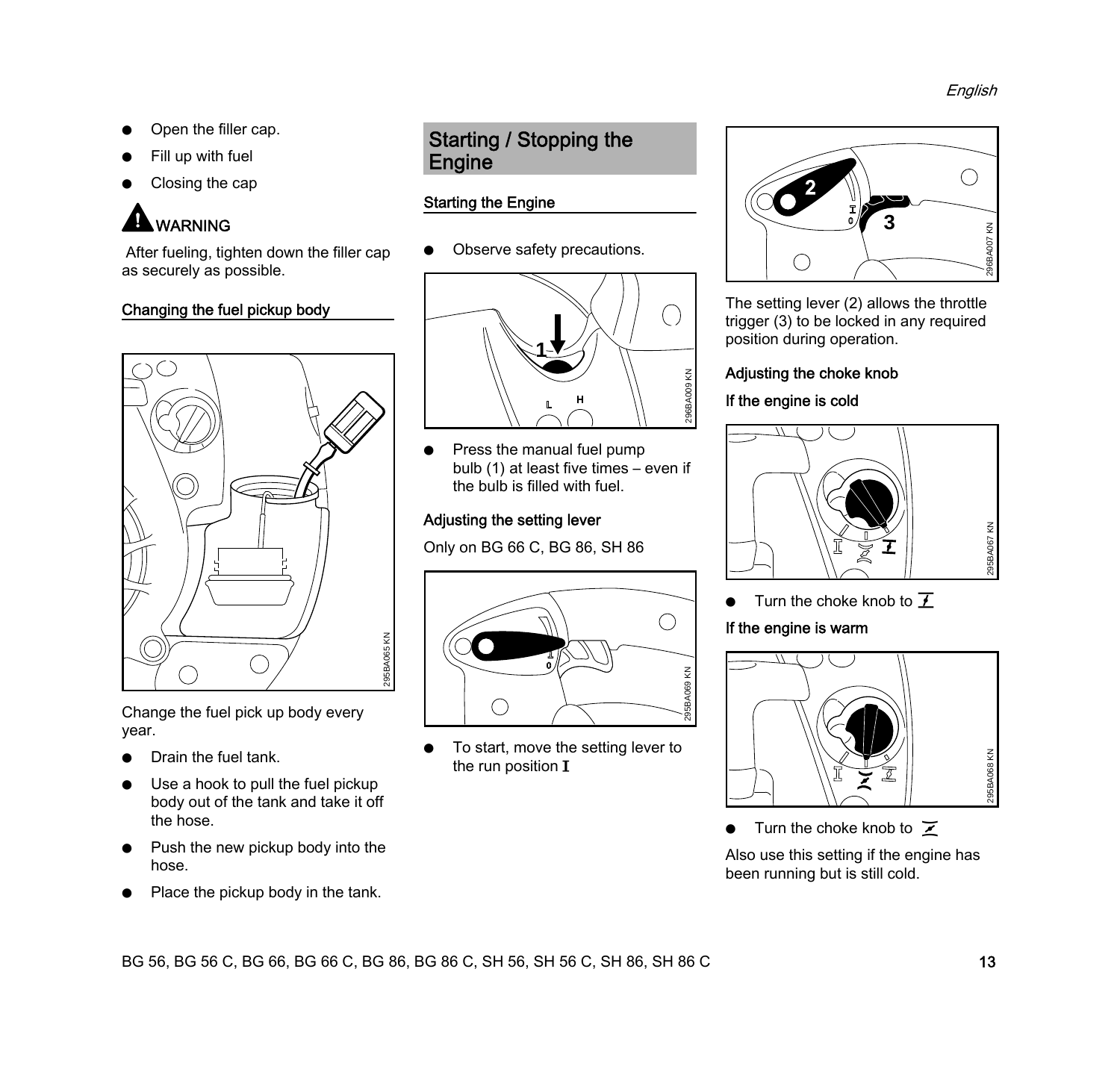- Open the filler cap.
- Fill up with fuel
- Closing the cap

**WARNING**

After fueling, tighten down the filler cap as securely as possible.

### Changing the fuel pickup body

Change the fuel pick up body every year.

- Drain the fuel tank.
- Use a hook to pull the fuel pickup body out of the tank and take it off the hose.
- Push the new pickup body into the hose.
- Place the pickup body in the tank.

## Starting / Stopping the Engine

### Starting the Engine

- Observe safety precautions.

- Press the manual fuel pump bulb (1) at least five times – even if the bulb is filled with fuel.

### Adjusting the setting lever

Only on BG 66 C, BG 86, SH 86

- To start, move the setting lever to the run position I

The setting lever (2) allows the throttle trigger (3) to be locked in any required position during operation.

### Adjusting the choke knob

**If the engine is cold**

- Turn the choke knob to

**If the engine is warm**

- Turn the choke knob to

Also use this setting if the engine has been running but is still cold.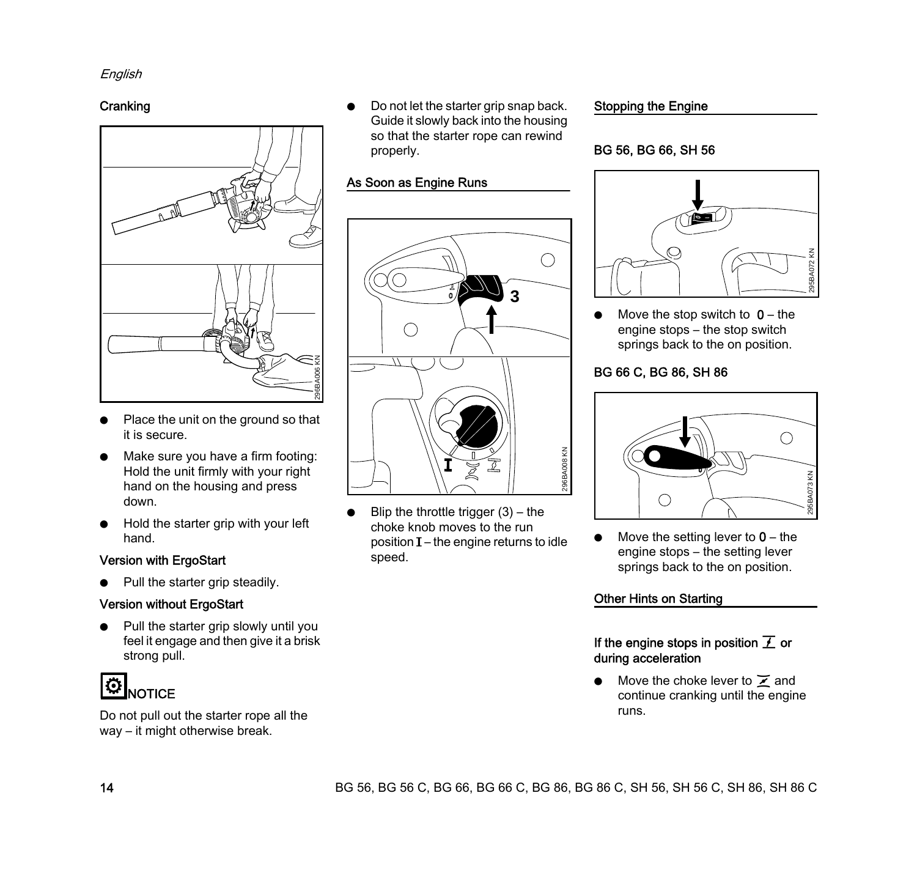## Cranking

- Place the unit on the ground so that it is secure.
- Make sure you have a firm footing: Hold the unit firmly with your right hand on the housing and press down.
- Hold the starter grip with your left hand.

### Version with ErgoStart

- Pull the starter grip steadily.

### Version without ErgoStart

- Pull the starter grip slowly until you feel it engage and then give it a brisk strong pull.

**NOTICE**

Do not pull out the starter rope all the way – it might otherwise break.

- Do not let the starter grip snap back. Guide it slowly back into the housing so that the starter rope can rewind properly.

## As Soon as Engine Runs

- Blip the throttle trigger (3) – the choke knob moves to the run position **I** – the engine returns to idle speed.

## Stopping the Engine

### BG 56, BG 66, SH 56

- Move the stop switch to **0** – the engine stops – the stop switch springs back to the on position.

### BG 66 C, BG 86, SH 86

- Move the setting lever to **0** – the engine stops – the setting lever springs back to the on position.

## Other Hints on Starting

### If the engine stops in position or during acceleration

- Move the choke lever to and continue cranking until the engine runs.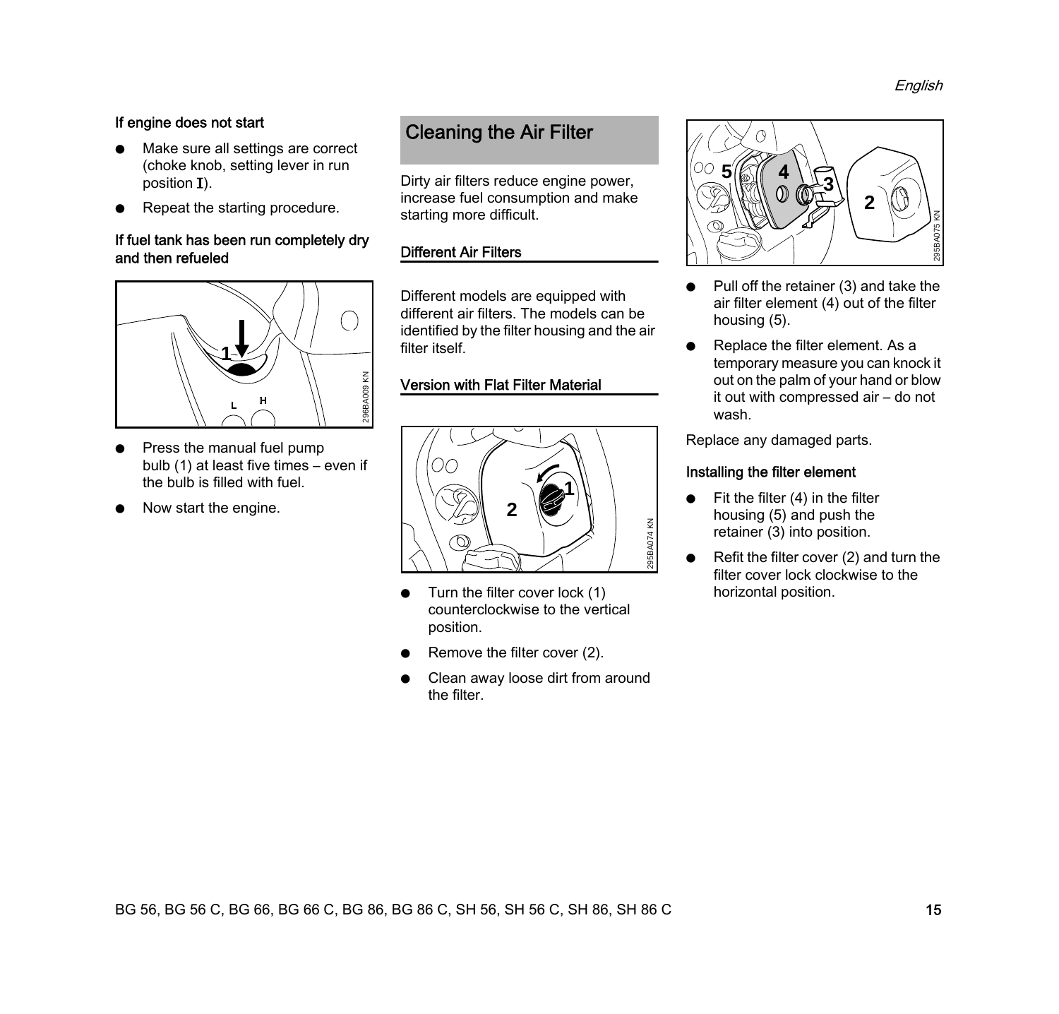#### If engine does not start

- Make sure all settings are correct (choke knob, setting lever in run position I).
- Repeat the starting procedure.

#### If fuel tank has been run completely dry and then refueled

- Press the manual fuel pump bulb (1) at least five times – even if the bulb is filled with fuel.
- Now start the engine.

## Cleaning the Air Filter

Dirty air filters reduce engine power, increase fuel consumption and make starting more difficult.

### Different Air Filters

Different models are equipped with different air filters. The models can be identified by the filter housing and the air filter itself.

### Version with Flat Filter Material

- Turn the filter cover lock (1) counterclockwise to the vertical position.
- Remove the filter cover (2).
- Clean away loose dirt from around the filter.
- Pull off the retainer (3) and take the air filter element (4) out of the filter housing (5).
- Replace the filter element. As a temporary measure you can knock it out on the palm of your hand or blow it out with compressed air – do not wash.

Replace any damaged parts.

#### Installing the filter element

- Fit the filter (4) in the filter housing (5) and push the retainer (3) into position.
- Refit the filter cover (2) and turn the filter cover lock clockwise to the horizontal position.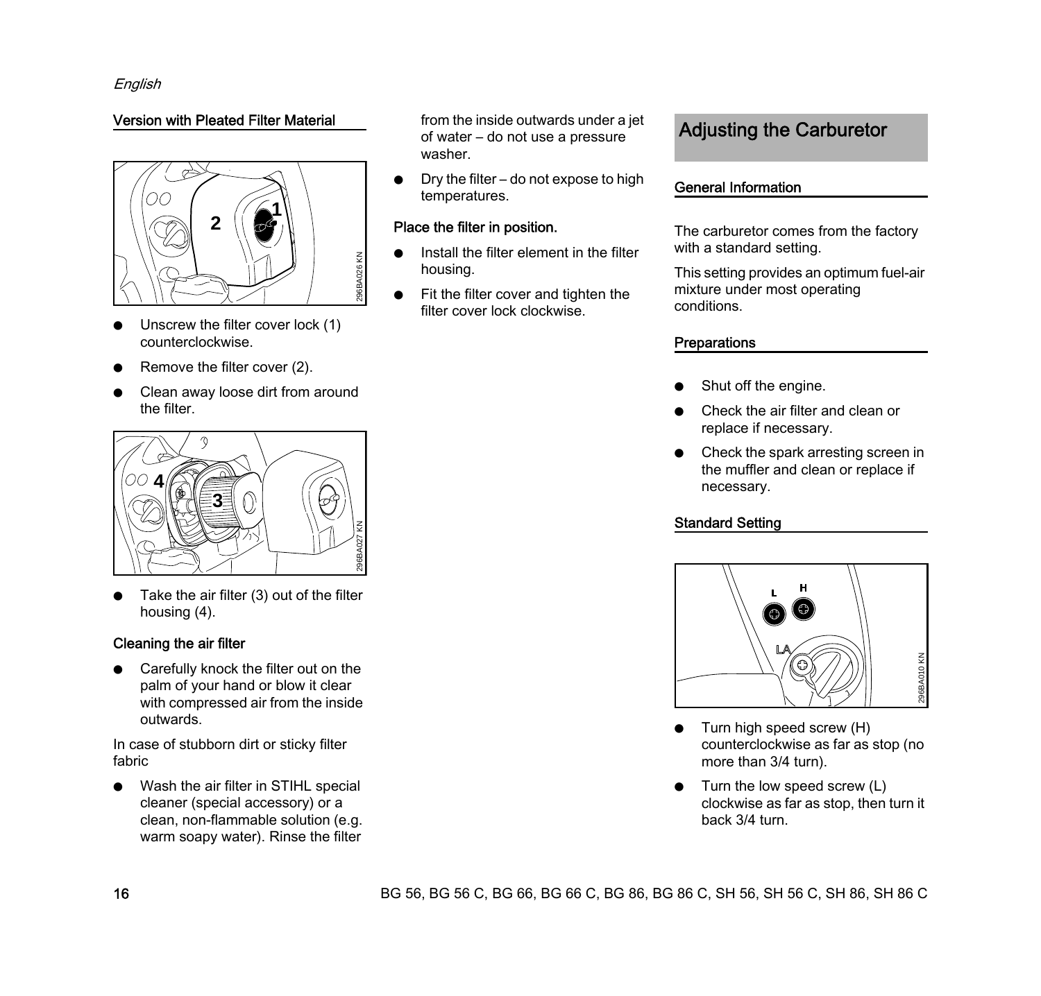### Version with Pleated Filter Material

- Unscrew the filter cover lock (1) counterclockwise.
- Remove the filter cover (2).
- Clean away loose dirt from around the filter.

- Take the air filter (3) out of the filter housing (4).

#### Cleaning the air filter

- Carefully knock the filter out on the palm of your hand or blow it clear with compressed air from the inside outwards.

In case of stubborn dirt or sticky filter fabric

- Wash the air filter in STIHL special cleaner (special accessory) or a clean, non-flammable solution (e.g. warm soapy water). Rinse the filter from the inside outwards under a jet of water – do not use a pressure washer.
- Dry the filter – do not expose to high temperatures.

#### Place the filter in position.

- Install the filter element in the filter housing.
- Fit the filter cover and tighten the filter cover lock clockwise.

## Adjusting the Carburetor

### General Information

The carburetor comes from the factory with a standard setting.

This setting provides an optimum fuel-air mixture under most operating conditions.

### Preparations

- Shut off the engine.
- Check the air filter and clean or replace if necessary.
- Check the spark arresting screen in the muffler and clean or replace if necessary.

### Standard Setting

- Turn high speed screw (H) counterclockwise as far as stop (no more than 3/4 turn).
- Turn the low speed screw (L) clockwise as far as stop, then turn it back 3/4 turn.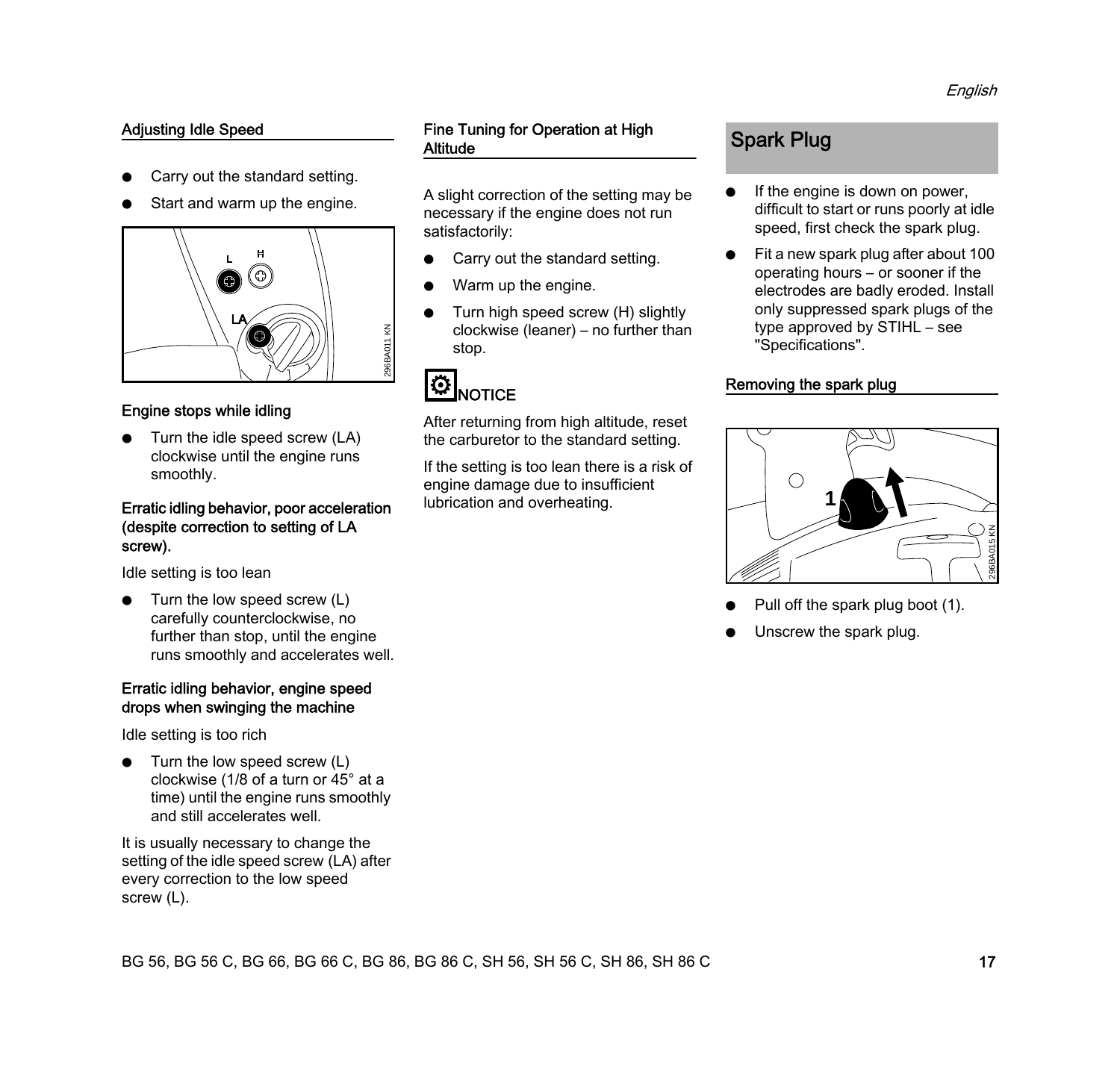### Adjusting Idle Speed

- Carry out the standard setting.
- Start and warm up the engine.

#### Engine stops while idling

- Turn the idle speed screw (LA) clockwise until the engine runs smoothly.

#### Erratic idling behavior, poor acceleration (despite correction to setting of LA screw).

Idle setting is too lean

- Turn the low speed screw (L) carefully counterclockwise, no further than stop, until the engine runs smoothly and accelerates well.

#### Erratic idling behavior, engine speed drops when swinging the machine

Idle setting is too rich

- Turn the low speed screw (L) clockwise (1/8 of a turn or 45° at a time) until the engine runs smoothly and still accelerates well.

It is usually necessary to change the setting of the idle speed screw (LA) after every correction to the low speed screw (L).

### Fine Tuning for Operation at High Altitude

A slight correction of the setting may be necessary if the engine does not run satisfactorily:

- Carry out the standard setting.
- Warm up the engine.
- Turn high speed screw (H) slightly clockwise (leaner) – no further than stop.

**NOTICE**

After returning from high altitude, reset the carburetor to the standard setting.

If the setting is too lean there is a risk of engine damage due to insufficient lubrication and overheating.

## Spark Plug

- If the engine is down on power, difficult to start or runs poorly at idle speed, first check the spark plug.
- Fit a new spark plug after about 100 operating hours – or sooner if the electrodes are badly eroded. Install only suppressed spark plugs of the type approved by STIHL – see "Specifications".

### Removing the spark plug

- Pull off the spark plug boot (1).
- Unscrew the spark plug.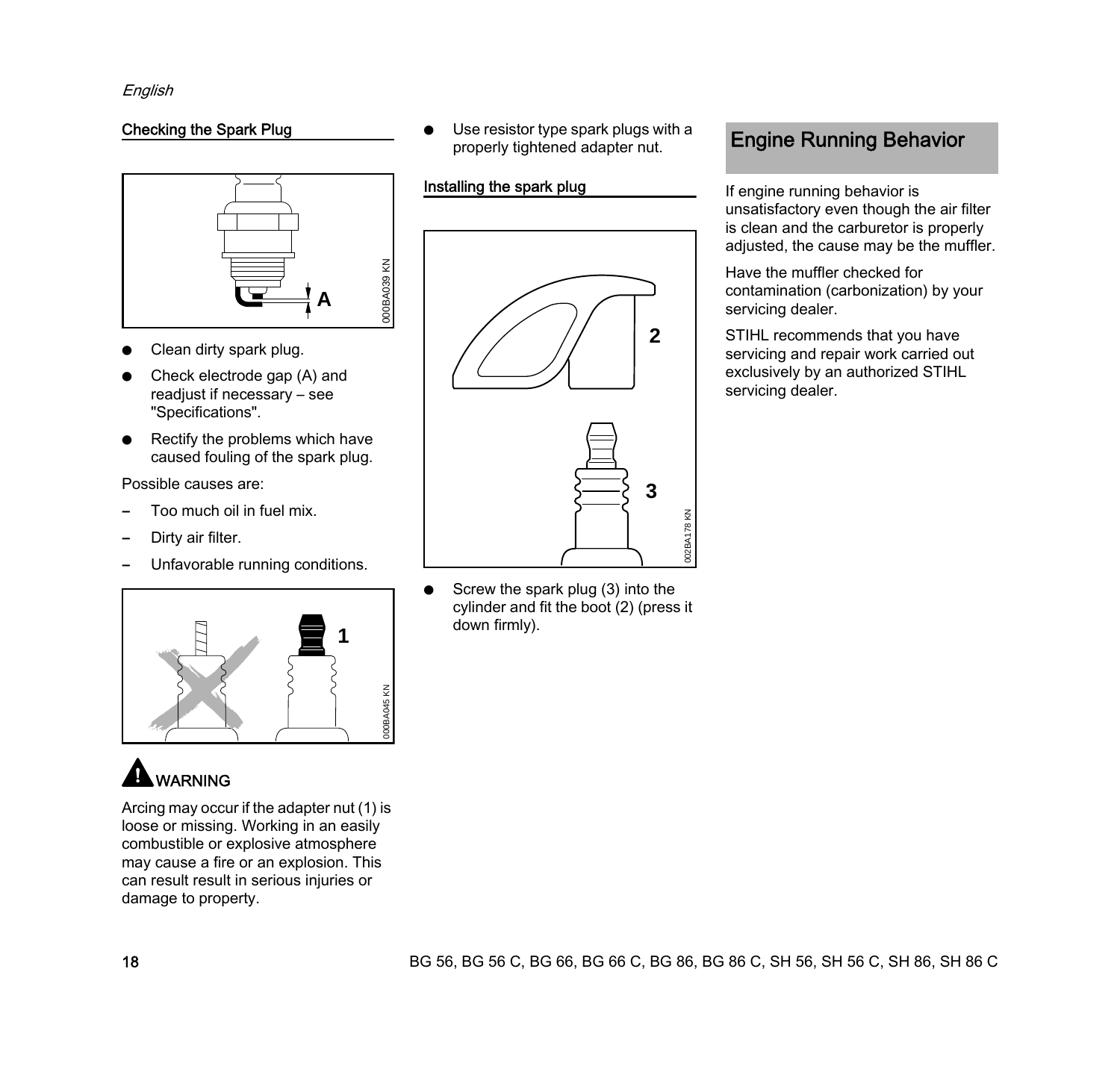### Checking the Spark Plug

- Clean dirty spark plug.
- Check electrode gap (A) and readjust if necessary – see "Specifications".
- Rectify the problems which have caused fouling of the spark plug.

Possible causes are:

- Too much oil in fuel mix.
- Dirty air filter.
- Unfavorable running conditions.

**WARNING**

Arcing may occur if the adapter nut (1) is loose or missing. Working in an easily combustible or explosive atmosphere may cause a fire or an explosion. This can result result in serious injuries or damage to property.

- Use resistor type spark plugs with a properly tightened adapter nut.

### Installing the spark plug

- Screw the spark plug (3) into the cylinder and fit the boot (2) (press it down firmly).

## Engine Running Behavior

If engine running behavior is unsatisfactory even though the air filter is clean and the carburetor is properly adjusted, the cause may be the muffler.

Have the muffler checked for contamination (carbonization) by your servicing dealer.

STIHL recommends that you have servicing and repair work carried out exclusively by an authorized STIHL servicing dealer.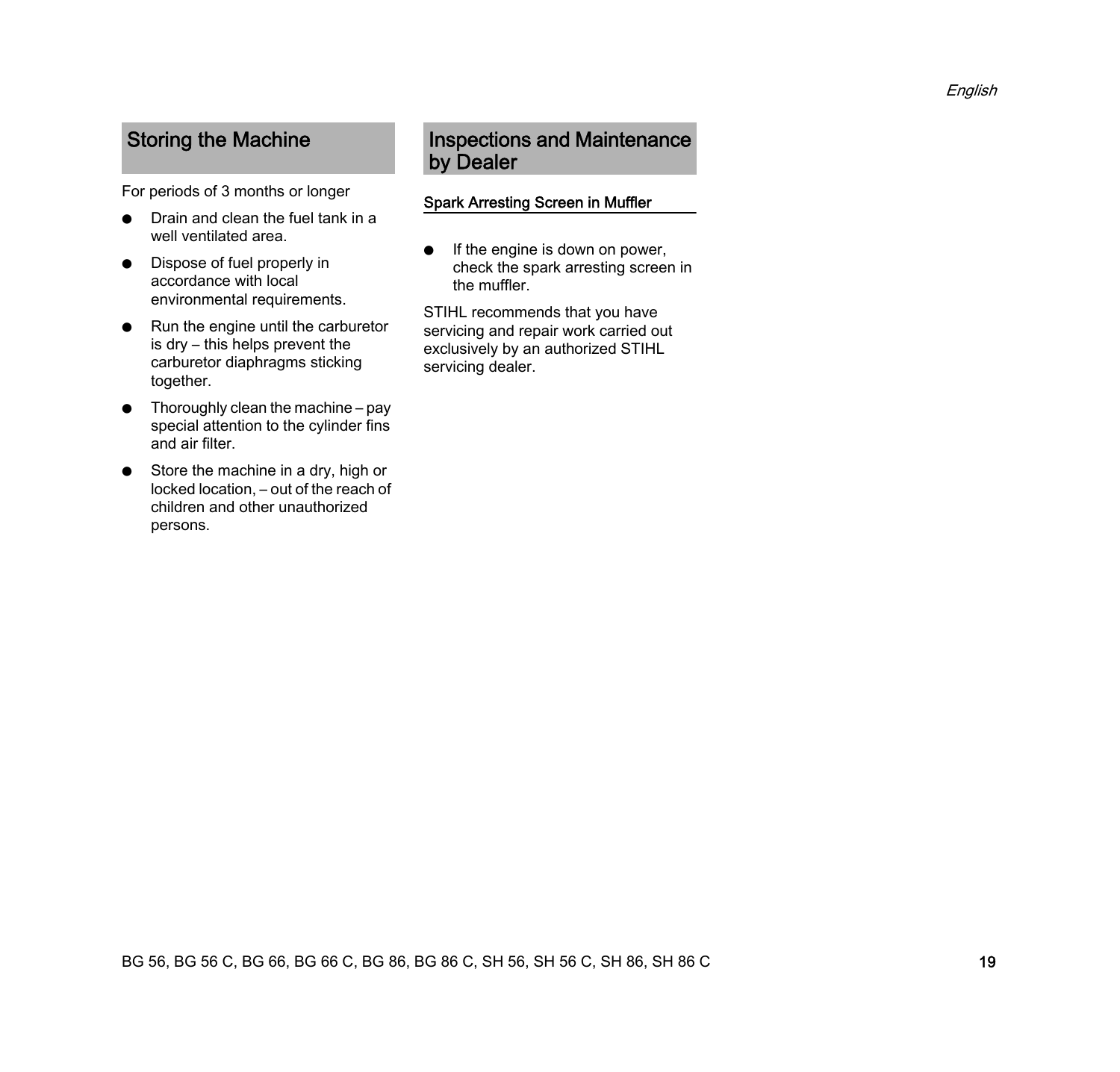## Storing the Machine

For periods of 3 months or longer

- Drain and clean the fuel tank in a well ventilated area.
- Dispose of fuel properly in accordance with local environmental requirements.
- Run the engine until the carburetor is dry – this helps prevent the carburetor diaphragms sticking together.
- Thoroughly clean the machine – pay special attention to the cylinder fins and air filter.
- Store the machine in a dry, high or locked location, – out of the reach of children and other unauthorized persons.

## Inspections and Maintenance by Dealer

### Spark Arresting Screen in Muffler

- If the engine is down on power, check the spark arresting screen in the muffler.

STIHL recommends that you have servicing and repair work carried out exclusively by an authorized STIHL servicing dealer.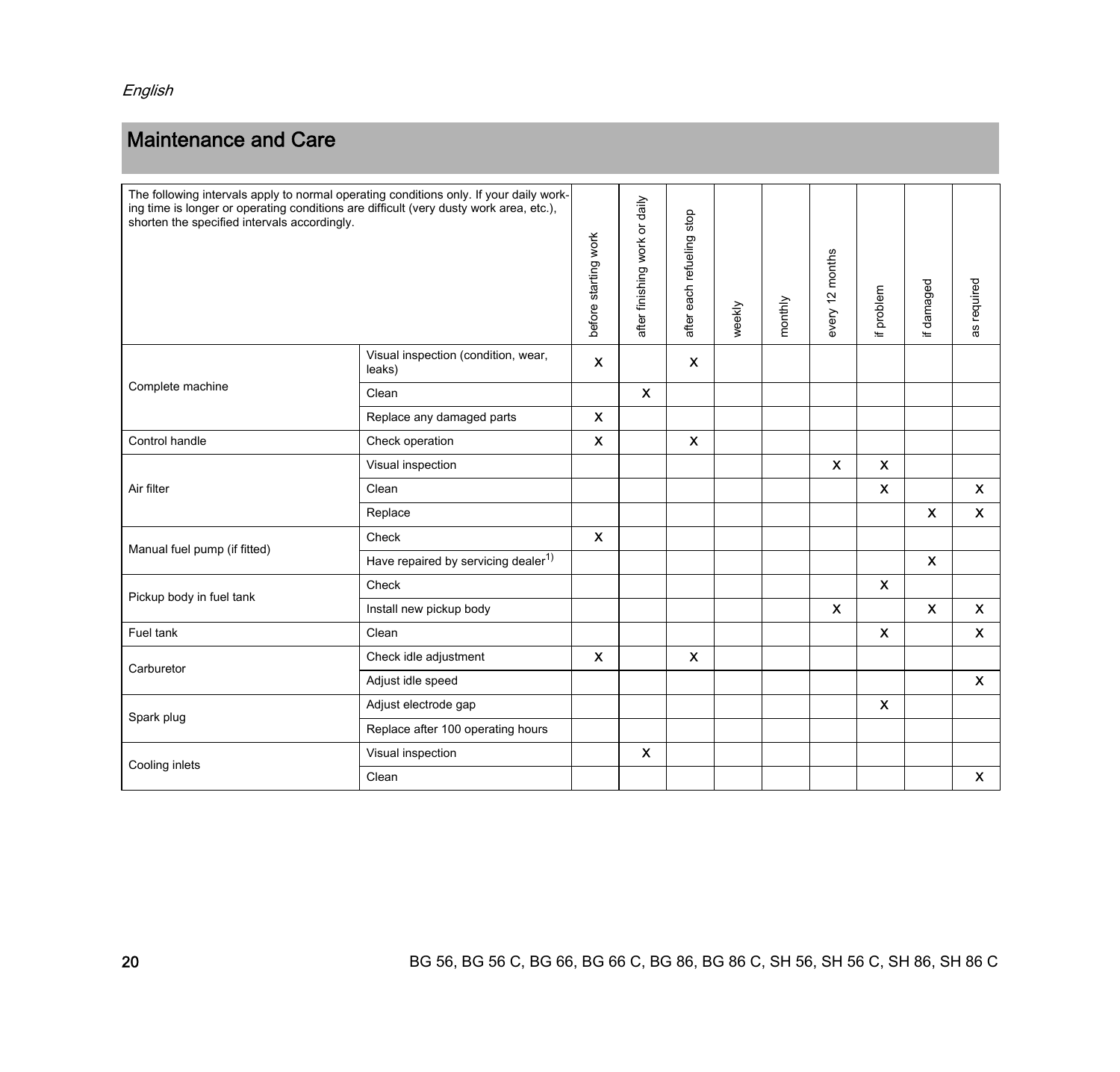## Maintenance and Care

| The following intervals apply to normal operating conditions only. If your daily working time is longer or operating conditions are difficult (very dusty work area, etc.), shorten the specified intervals accordingly. | | before starting work | after finishing work or daily | after each refueling stop | weekly | monthly | every 12 months | if problem | if damaged | as required |
|---|---|---|---|---|---|---|---|---|---|---|
| Complete machine | Visual inspection (condition, wear, leaks) | X | | X | | | | | | |
| | Clean | | X | | | | | | | |
| | Replace any damaged parts | X | | | | | | | | |
| Control handle | Check operation | X | | X | | | | | | |
| Air filter | Visual inspection | | | | | | X | X | | |
| | Clean | | | | | | | X | | X |
| | Replace | | | | | | | | X | X |
| Manual fuel pump (if fitted) | Check | X | | | | | | | | |
| | Have repaired by servicing dealer[1)] | | | | | | | | X | |
| Pickup body in fuel tank | Check | | | | | | | X | | |
| | Install new pickup body | | | | | | X | | X | X |
| Fuel tank | Clean | | | | | | | X | | X |
| Carburetor | Check idle adjustment | X | | X | | | | | | |
| | Adjust idle speed | | | | | | | | | X |
| Spark plug | Adjust electrode gap | | | | | | | X | | |
| | Replace after 100 operating hours | | | | | | | | | |
| Cooling inlets | Visual inspection | | X | | | | | | | |
| | Clean | | | | | | | | | X |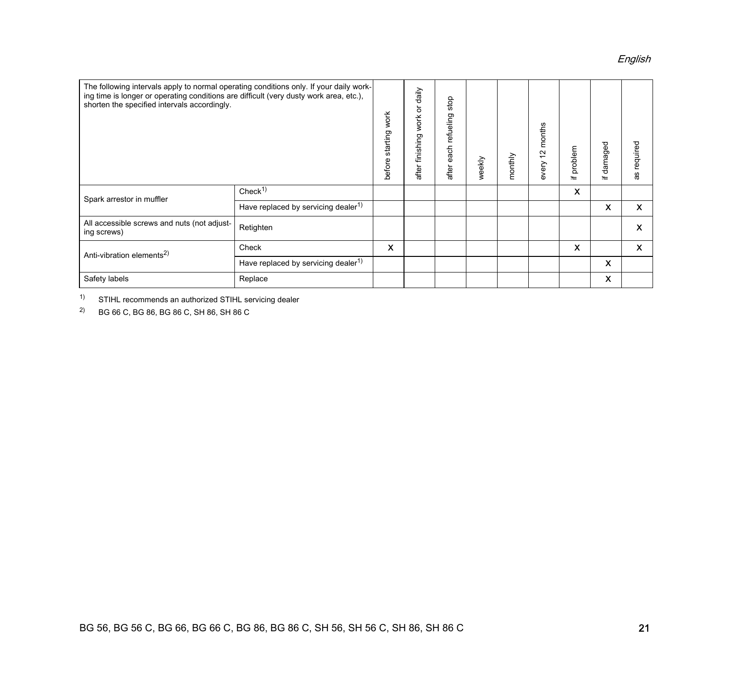| The following intervals apply to normal operating conditions only. If your daily working time is longer or operating conditions are difficult (very dusty work area, etc.), shorten the specified intervals accordingly. | | before starting work | after finishing work or daily | after each refueling stop | weekly | monthly | every 12 months | if problem | if damaged | as required |
|---|---|---|---|---|---|---|---|---|---|---|
| Spark arrestor in muffler | Check[1] | | | | | | | X | | |
| | Have replaced by servicing dealer[1] | | | | | | | | X | X |
| All accessible screws and nuts (not adjusting screws) | Retighten | | | | | | | | | X |
| Anti-vibration elements[2] | Check | X | | | | | | X | | X |
| | Have replaced by servicing dealer[1] | | | | | | | | X | |
| Safety labels | Replace | | | | | | | | X | |

1) STIHL recommends an authorized STIHL servicing dealer

2) BG 66 C, BG 86, BG 86 C, SH 86, SH 86 C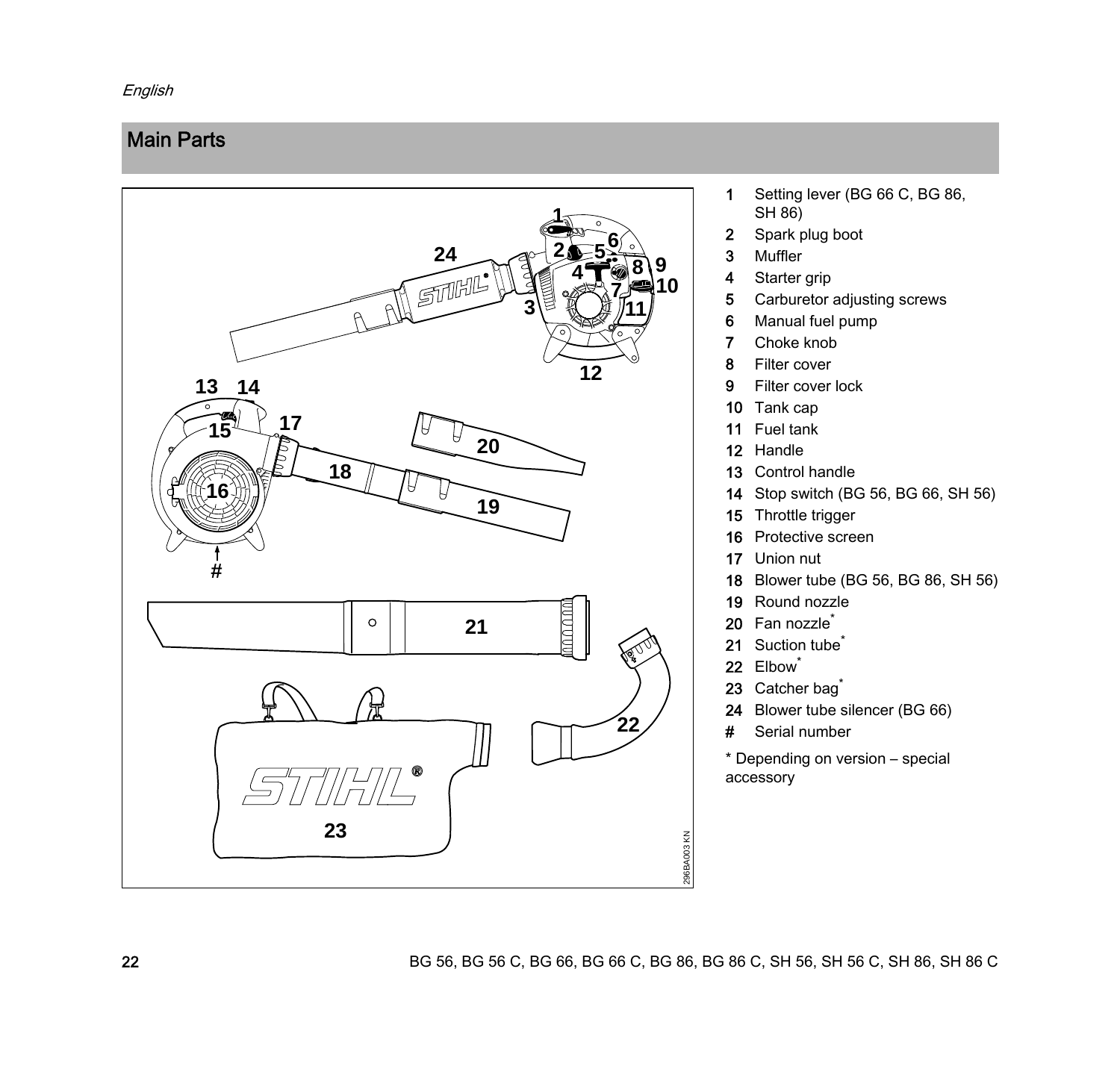## Main Parts

1 Setting lever (BG 66 C, BG 86, SH 86)
2 Spark plug boot
3 Muffler
4 Starter grip
5 Carburetor adjusting screws
6 Manual fuel pump
7 Choke knob
8 Filter cover
9 Filter cover lock
10 Tank cap
11 Fuel tank
12 Handle
13 Control handle
14 Stop switch (BG 56, BG 66, SH 56)
15 Throttle trigger
16 Protective screen
17 Union nut
18 Blower tube (BG 56, BG 86, SH 56)
19 Round nozzle
20 Fan nozzle*
21 Suction tube*
22 Elbow*
23 Catcher bag*
24 Blower tube silencer (BG 66)
# Serial number

* Depending on version – special accessory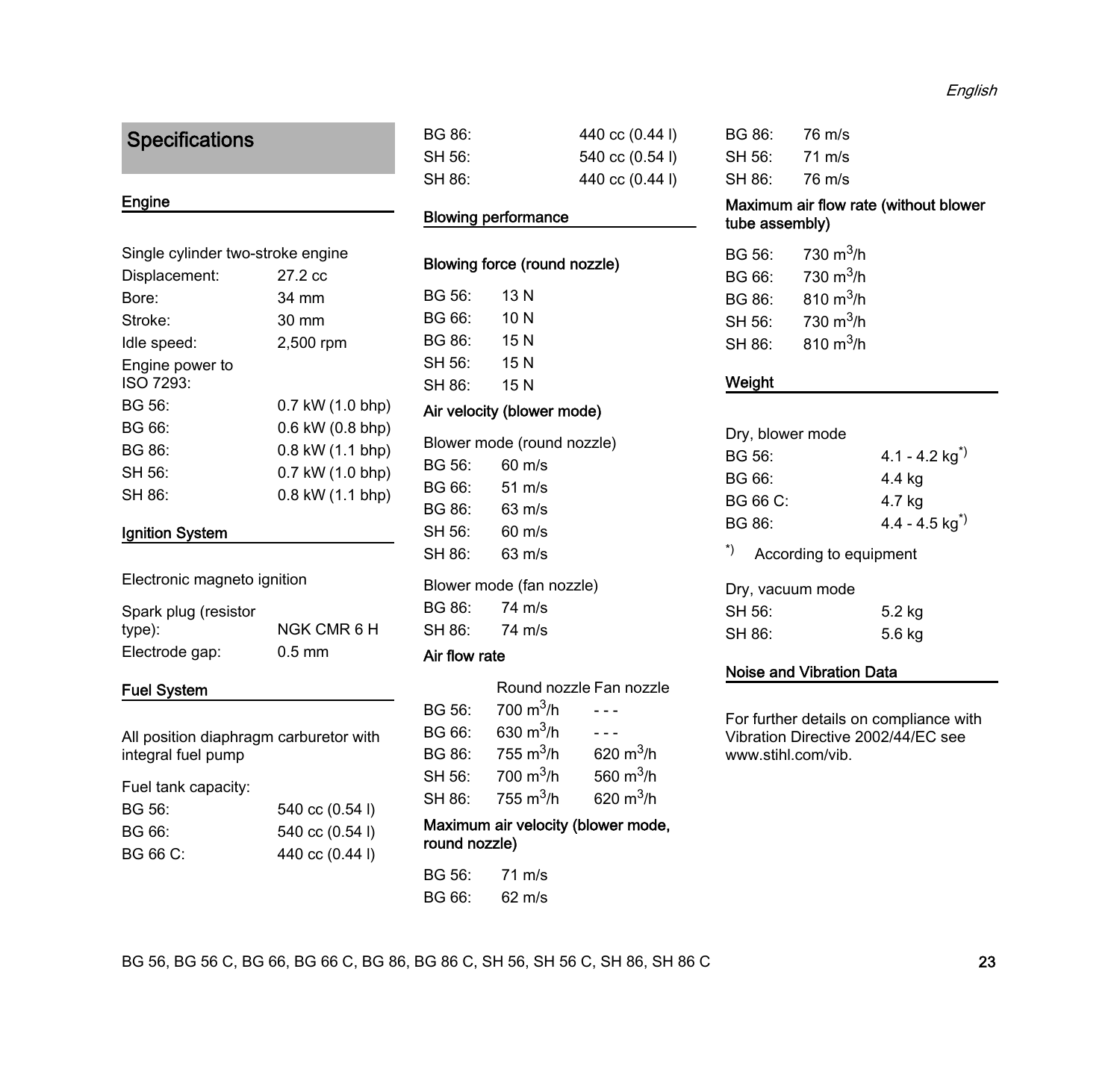# Specifications

## Engine

Single cylinder two-stroke engine

| | |
|---|---|
| Displacement: | 27.2 cc |
| Bore: | 34 mm |
| Stroke: | 30 mm |
| Idle speed: | 2,500 rpm |
| Engine power to ISO 7293: | |
| BG 56: | 0.7 kW (1.0 bhp) |
| BG 66: | 0.6 kW (0.8 bhp) |
| BG 86: | 0.8 kW (1.1 bhp) |
| SH 56: | 0.7 kW (1.0 bhp) |
| SH 86: | 0.8 kW (1.1 bhp) |

## Ignition System

Electronic magneto ignition

| | |
|---|---|
| Spark plug (resistor type): | NGK CMR 6 H |
| Electrode gap: | 0.5 mm |

## Fuel System

All position diaphragm carburetor with integral fuel pump

Fuel tank capacity:

| | |
|---|---|
| BG 56: | 540 cc (0.54 l) |
| BG 66: | 540 cc (0.54 l) |
| BG 66 C: | 440 cc (0.44 l) |
| BG 86: | 440 cc (0.44 l) |
| SH 56: | 540 cc (0.54 l) |
| SH 86: | 440 cc (0.44 l) |

## Blowing performance

### Blowing force (round nozzle)

| | |
|---|---|
| BG 56: | 13 N |
| BG 66: | 10 N |
| BG 86: | 15 N |
| SH 56: | 15 N |
| SH 86: | 15 N |

### Air velocity (blower mode)

Blower mode (round nozzle)

| | |
|---|---|
| BG 56: | 60 m/s |
| BG 66: | 51 m/s |
| BG 86: | 63 m/s |
| SH 56: | 60 m/s |
| SH 86: | 63 m/s |

Blower mode (fan nozzle)

| | |
|---|---|
| BG 86: | 74 m/s |
| SH 86: | 74 m/s |

### Air flow rate

| | Round nozzle | Fan nozzle |
|---|---|---|
| BG 56: | 700 $m^3$/h | - - - |
| BG 66: | 630 $m^3$/h | - - - |
| BG 86: | 755 $m^3$/h | 620 $m^3$/h |
| SH 56: | 700 $m^3$/h | 560 $m^3$/h |
| SH 86: | 755 $m^3$/h | 620 $m^3$/h |

### Maximum air velocity (blower mode, round nozzle)

| | |
|---|---|
| BG 56: | 71 m/s |
| BG 66: | 62 m/s |
| BG 86: | 76 m/s |
| SH 56: | 71 m/s |
| SH 86: | 76 m/s |

### Maximum air flow rate (without blower tube assembly)

| | |
|---|---|
| BG 56: | 730 $m^3$/h |
| BG 66: | 730 $m^3$/h |
| BG 86: | 810 $m^3$/h |
| SH 56: | 730 $m^3$/h |
| SH 86: | 810 $m^3$/h |

## Weight

Dry, blower mode

| | |
|---|---|
| BG 56: | 4.1 - 4.2 kg*) |
| BG 66: | 4.4 kg |
| BG 66 C: | 4.7 kg |
| BG 86: | 4.4 - 4.5 kg*) |

*) According to equipment

Dry, vacuum mode

| | |
|---|---|
| SH 56: | 5.2 kg |
| SH 86: | 5.6 kg |

## Noise and Vibration Data

For further details on compliance with Vibration Directive 2002/44/EC see www.stihl.com/vib.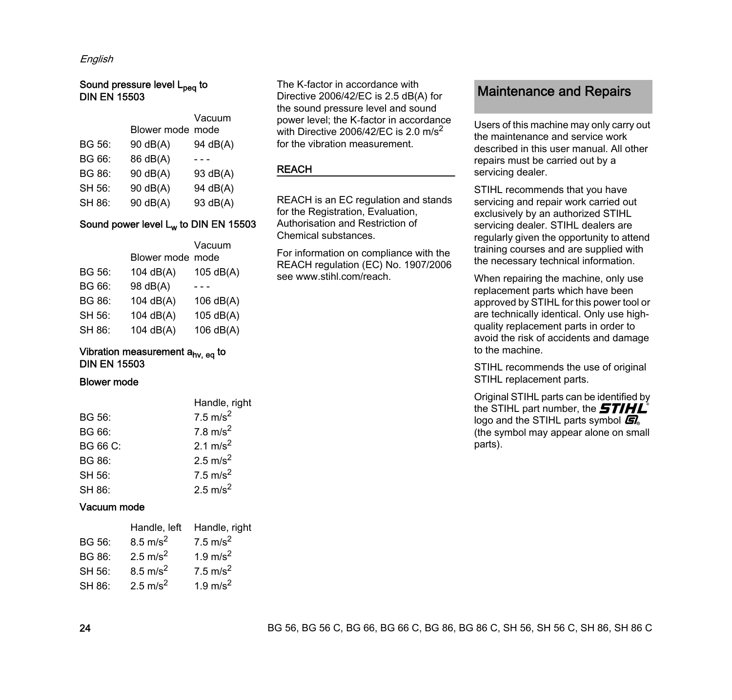**Sound pressure level $L_{peq}$ to DIN EN 15503**

| | Blower mode | Vacuum mode |
|---|---|---|
| BG 56: | 90 dB(A) | 94 dB(A) |
| BG 66: | 86 dB(A) | - - - |
| BG 86: | 90 dB(A) | 93 dB(A) |
| SH 56: | 90 dB(A) | 94 dB(A) |
| SH 86: | 90 dB(A) | 93 dB(A) |

**Sound power level $L_w$ to DIN EN 15503**

| | Blower mode | Vacuum mode |
|---|---|---|
| BG 56: | 104 dB(A) | 105 dB(A) |
| BG 66: | 98 dB(A) | - - - |
| BG 86: | 104 dB(A) | 106 dB(A) |
| SH 56: | 104 dB(A) | 105 dB(A) |
| SH 86: | 104 dB(A) | 106 dB(A) |

**Vibration measurement $a_{hv, eq}$ to DIN EN 15503**

**Blower mode**

| | Handle, right |
|---|---|
| BG 56: | 7.5 $m/s^2$ |
| BG 66: | 7.8 $m/s^2$ |
| BG 66 C: | 2.1 $m/s^2$ |
| BG 86: | 2.5 $m/s^2$ |
| SH 56: | 7.5 $m/s^2$ |
| SH 86: | 2.5 $m/s^2$ |

**Vacuum mode**

| | Handle, left | Handle, right |
|---|---|---|
| BG 56: | 8.5 $m/s^2$ | 7.5 $m/s^2$ |
| BG 86: | 2.5 $m/s^2$ | 1.9 $m/s^2$ |
| SH 56: | 8.5 $m/s^2$ | 7.5 $m/s^2$ |
| SH 86: | 2.5 $m/s^2$ | 1.9 $m/s^2$ |

The K-factor in accordance with Directive 2006/42/EC is 2.5 dB(A) for the sound pressure level and sound power level; the K-factor in accordance with Directive 2006/42/EC is 2.0 $m/s^2$ for the vibration measurement.

### REACH

REACH is an EC regulation and stands for the Registration, Evaluation, Authorisation and Restriction of Chemical substances.

For information on compliance with the REACH regulation (EC) No. 1907/2006 see www.stihl.com/reach.

## Maintenance and Repairs

Users of this machine may only carry out the maintenance and service work described in this user manual. All other repairs must be carried out by a servicing dealer.

STIHL recommends that you have servicing and repair work carried out exclusively by an authorized STIHL servicing dealer. STIHL dealers are regularly given the opportunity to attend training courses and are supplied with the necessary technical information.

When repairing the machine, only use replacement parts which have been approved by STIHL for this power tool or are technically identical. Only use high-quality replacement parts in order to avoid the risk of accidents and damage to the machine.

STIHL recommends the use of original STIHL replacement parts.

Original STIHL parts can be identified by the STIHL part number, the STIHL logo and the STIHL parts symbol (the symbol may appear alone on small parts).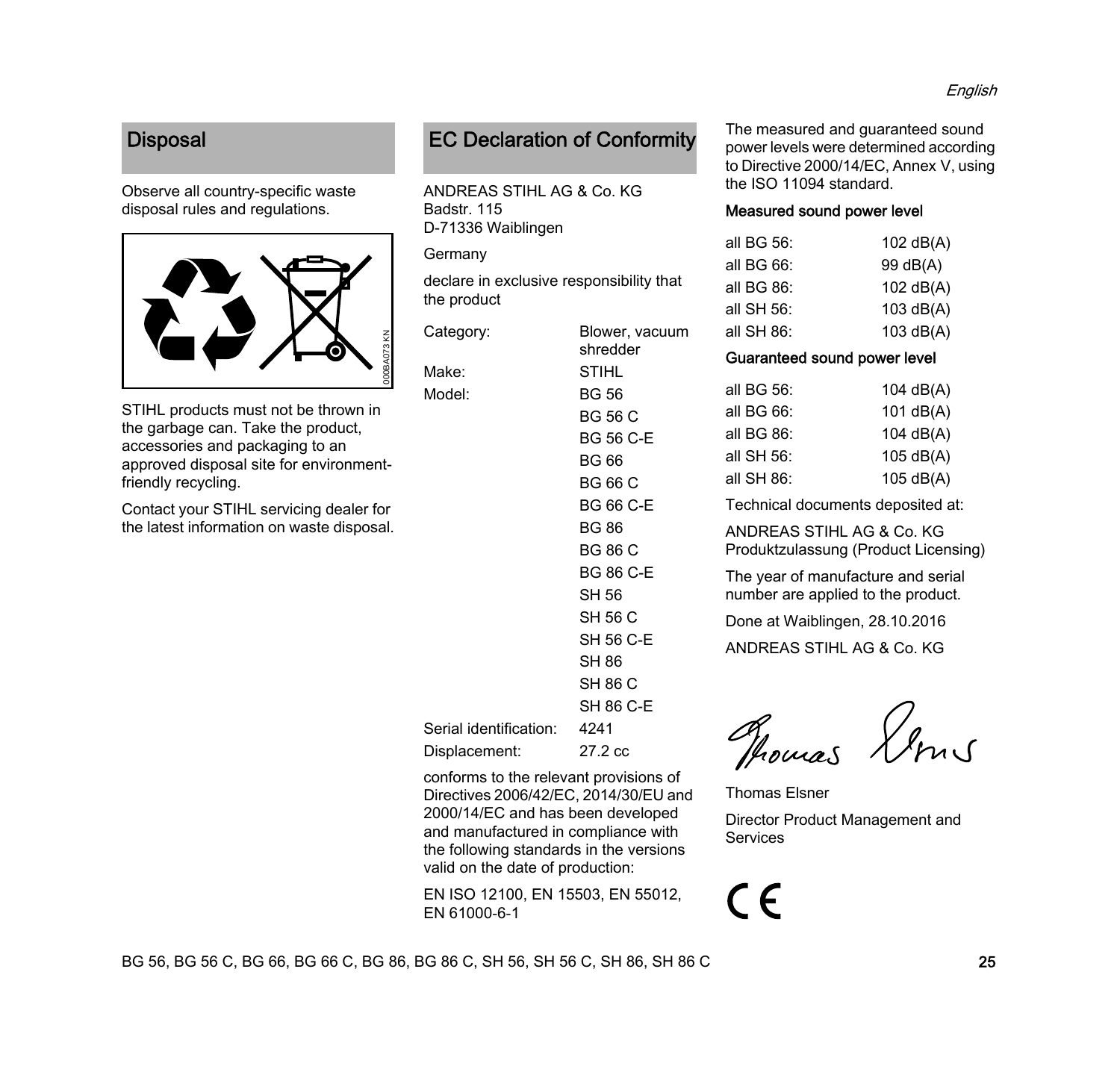## Disposal

Observe all country-specific waste disposal rules and regulations.

000BA073 KN

STIHL products must not be thrown in the garbage can. Take the product, accessories and packaging to an approved disposal site for environment-friendly recycling.

Contact your STIHL servicing dealer for the latest information on waste disposal.

## EC Declaration of Conformity

ANDREAS STIHL AG & Co. KG
Badstr. 115
D-71336 Waiblingen

Germany

declare in exclusive responsibility that the product

| | |
|---|---|
| Category: | Blower, vacuum shredder |
| Make: | STIHL |
| Model: | BG 56 |
| | BG 56 C |
| | BG 56 C-E |
| | BG 66 |
| | BG 66 C |
| | BG 66 C-E |
| | BG 86 |
| | BG 86 C |
| | BG 86 C-E |
| | SH 56 |
| | SH 56 C |
| | SH 56 C-E |
| | SH 86 |
| | SH 86 C |
| | SH 86 C-E |
| Serial identification: | 4241 |
| Displacement: | 27.2 cc |

conforms to the relevant provisions of Directives 2006/42/EC, 2014/30/EU and 2000/14/EC and has been developed and manufactured in compliance with the following standards in the versions valid on the date of production:

EN ISO 12100, EN 15503, EN 55012, EN 61000-6-1

The measured and guaranteed sound power levels were determined according to Directive 2000/14/EC, Annex V, using the ISO 11094 standard.

### Measured sound power level

| | |
|---|---|
| all BG 56: | 102 dB(A) |
| all BG 66: | 99 dB(A) |
| all BG 86: | 102 dB(A) |
| all SH 56: | 103 dB(A) |
| all SH 86: | 103 dB(A) |

### Guaranteed sound power level

| | |
|---|---|
| all BG 56: | 104 dB(A) |
| all BG 66: | 101 dB(A) |
| all BG 86: | 104 dB(A) |
| all SH 56: | 105 dB(A) |
| all SH 86: | 105 dB(A) |

Technical documents deposited at:

ANDREAS STIHL AG & Co. KG
Produktzulassung (Product Licensing)

The year of manufacture and serial number are applied to the product.

Done at Waiblingen, 28.10.2016

ANDREAS STIHL AG & Co. KG

Thomas Elsner

Director Product Management and Services

CE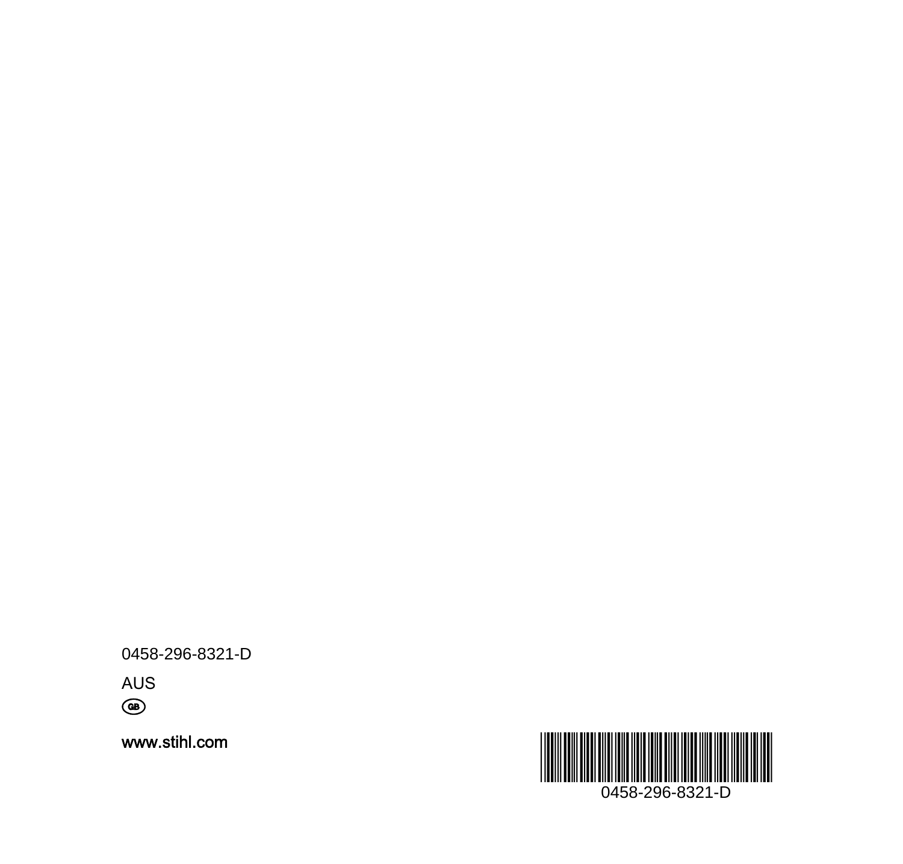0458-296-8321-D

AUS

GB

www.stihl.com

0458-296-8321-D